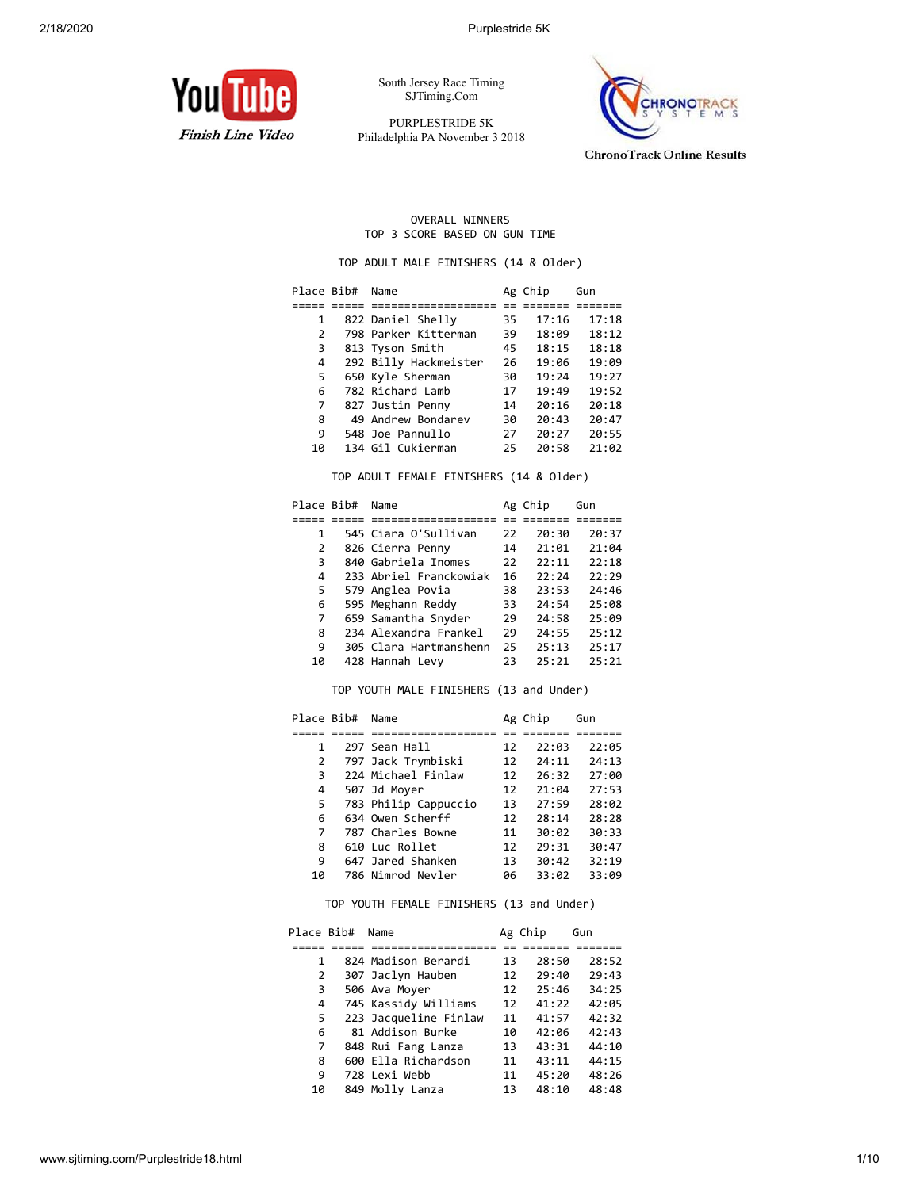YouTube

*Finish Line Video*

South Jersey Race Timing
SJTiming.Com

PURPLESTRIDE 5K
Philadelphia PA November 3 2018

ChronoTrack Systems

ChronoTrack Online Results

## OVERALL WINNERS
TOP 3 SCORE BASED ON GUN TIME

### TOP ADULT MALE FINISHERS (14 & Older)

| Place | Bib# | Name | Ag | Chip | Gun |
|---|---|---|---|---|---|
| 1 | 822 | Daniel Shelly | 35 | 17:16 | 17:18 |
| 2 | 798 | Parker Kitterman | 39 | 18:09 | 18:12 |
| 3 | 813 | Tyson Smith | 45 | 18:15 | 18:18 |
| 4 | 292 | Billy Hackmeister | 26 | 19:06 | 19:09 |
| 5 | 650 | Kyle Sherman | 30 | 19:24 | 19:27 |
| 6 | 782 | Richard Lamb | 17 | 19:49 | 19:52 |
| 7 | 827 | Justin Penny | 14 | 20:16 | 20:18 |
| 8 | 49 | Andrew Bondarev | 30 | 20:43 | 20:47 |
| 9 | 548 | Joe Pannullo | 27 | 20:27 | 20:55 |
| 10 | 134 | Gil Cukierman | 25 | 20:58 | 21:02 |

### TOP ADULT FEMALE FINISHERS (14 & Older)

| Place | Bib# | Name | Ag | Chip | Gun |
|---|---|---|---|---|---|
| 1 | 545 | Ciara O'Sullivan | 22 | 20:30 | 20:37 |
| 2 | 826 | Cierra Penny | 14 | 21:01 | 21:04 |
| 3 | 840 | Gabriela Inomes | 22 | 22:11 | 22:18 |
| 4 | 233 | Abriel Franckowiak | 16 | 22:24 | 22:29 |
| 5 | 579 | Anglea Povia | 38 | 23:53 | 24:46 |
| 6 | 595 | Meghann Reddy | 33 | 24:54 | 25:08 |
| 7 | 659 | Samantha Snyder | 29 | 24:58 | 25:09 |
| 8 | 234 | Alexandra Frankel | 29 | 24:55 | 25:12 |
| 9 | 305 | Clara Hartmanshenn | 25 | 25:13 | 25:17 |
| 10 | 428 | Hannah Levy | 23 | 25:21 | 25:21 |

### TOP YOUTH MALE FINISHERS (13 and Under)

| Place | Bib# | Name | Ag | Chip | Gun |
|---|---|---|---|---|---|
| 1 | 297 | Sean Hall | 12 | 22:03 | 22:05 |
| 2 | 797 | Jack Trymbiski | 12 | 24:11 | 24:13 |
| 3 | 224 | Michael Finlaw | 12 | 26:32 | 27:00 |
| 4 | 507 | Jd Moyer | 12 | 21:04 | 27:53 |
| 5 | 783 | Philip Cappuccio | 13 | 27:59 | 28:02 |
| 6 | 634 | Owen Scherff | 12 | 28:14 | 28:28 |
| 7 | 787 | Charles Bowne | 11 | 30:02 | 30:33 |
| 8 | 610 | Luc Rollet | 12 | 29:31 | 30:47 |
| 9 | 647 | Jared Shanken | 13 | 30:42 | 32:19 |
| 10 | 786 | Nimrod Nevler | 06 | 33:02 | 33:09 |

### TOP YOUTH FEMALE FINISHERS (13 and Under)

| Place | Bib# | Name | Ag | Chip | Gun |
|---|---|---|---|---|---|
| 1 | 824 | Madison Berardi | 13 | 28:50 | 28:52 |
| 2 | 307 | Jaclyn Hauben | 12 | 29:40 | 29:43 |
| 3 | 506 | Ava Moyer | 12 | 25:46 | 34:25 |
| 4 | 745 | Kassidy Williams | 12 | 41:22 | 42:05 |
| 5 | 223 | Jacqueline Finlaw | 11 | 41:57 | 42:32 |
| 6 | 81 | Addison Burke | 10 | 42:06 | 42:43 |
| 7 | 848 | Rui Fang Lanza | 13 | 43:31 | 44:10 |
| 8 | 600 | Ella Richardson | 11 | 43:11 | 44:15 |
| 9 | 728 | Lexi Webb | 11 | 45:20 | 48:26 |
| 10 | 849 | Molly Lanza | 13 | 48:10 | 48:48 |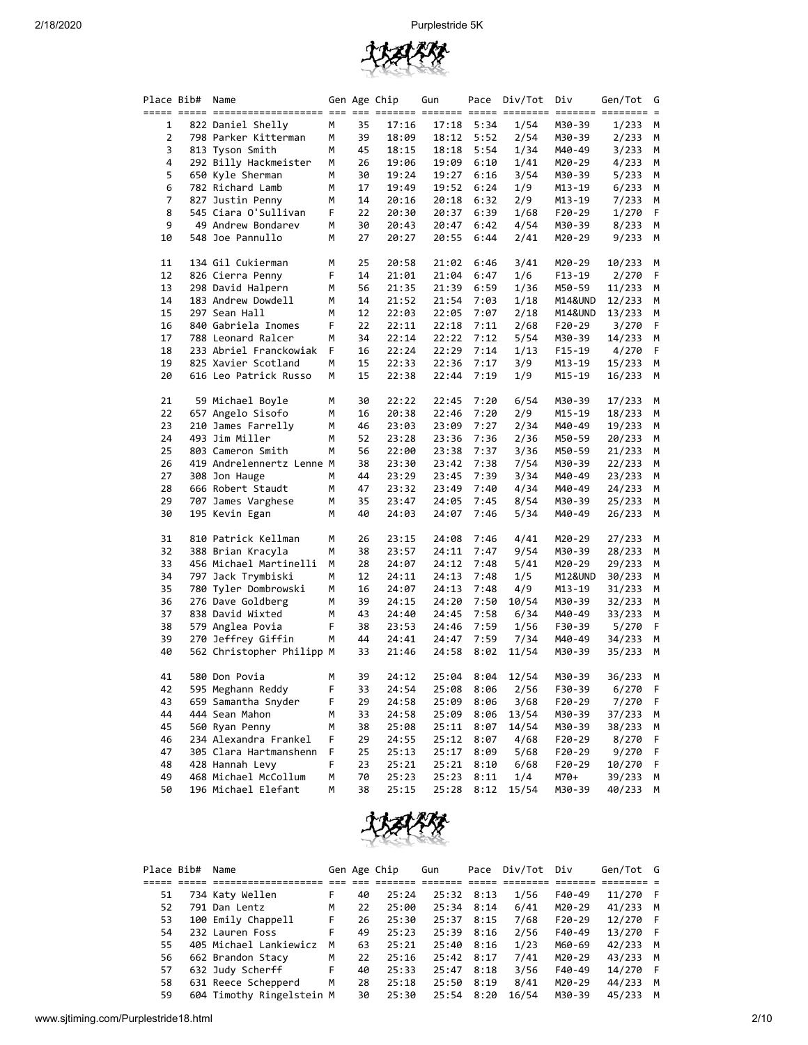| Place | Bib# | Name | Gen | Age | Chip | Gun | Pace | Div/Tot | Div | Gen/Tot | G |
|---|---|---|---|---|---|---|---|---|---|---|---|
| 1 | 822 | Daniel Shelly | M | 35 | 17:16 | 17:18 | 5:34 | 1/54 | M30-39 | 1/233 | M |
| 2 | 798 | Parker Kitterman | M | 39 | 18:09 | 18:12 | 5:52 | 2/54 | M30-39 | 2/233 | M |
| 3 | 813 | Tyson Smith | M | 45 | 18:15 | 18:18 | 5:54 | 1/34 | M40-49 | 3/233 | M |
| 4 | 292 | Billy Hackmeister | M | 26 | 19:06 | 19:09 | 6:10 | 1/41 | M20-29 | 4/233 | M |
| 5 | 650 | Kyle Sherman | M | 30 | 19:24 | 19:27 | 6:16 | 3/54 | M30-39 | 5/233 | M |
| 6 | 782 | Richard Lamb | M | 17 | 19:49 | 19:52 | 6:24 | 1/9 | M13-19 | 6/233 | M |
| 7 | 827 | Justin Penny | M | 14 | 20:16 | 20:18 | 6:32 | 2/9 | M13-19 | 7/233 | M |
| 8 | 545 | Ciara O'Sullivan | F | 22 | 20:30 | 20:37 | 6:39 | 1/68 | F20-29 | 1/270 | F |
| 9 | 49 | Andrew Bondarev | M | 30 | 20:43 | 20:47 | 6:42 | 4/54 | M30-39 | 8/233 | M |
| 10 | 548 | Joe Pannullo | M | 27 | 20:27 | 20:55 | 6:44 | 2/41 | M20-29 | 9/233 | M |
| 11 | 134 | Gil Cukierman | M | 25 | 20:58 | 21:02 | 6:46 | 3/41 | M20-29 | 10/233 | M |
| 12 | 826 | Cierra Penny | F | 14 | 21:01 | 21:04 | 6:47 | 1/6 | F13-19 | 2/270 | F |
| 13 | 298 | David Halpern | M | 56 | 21:35 | 21:39 | 6:59 | 1/36 | M50-59 | 11/233 | M |
| 14 | 183 | Andrew Dowdell | M | 14 | 21:52 | 21:54 | 7:03 | 1/18 | M14&UND | 12/233 | M |
| 15 | 297 | Sean Hall | M | 12 | 22:03 | 22:05 | 7:07 | 2/18 | M14&UND | 13/233 | M |
| 16 | 840 | Gabriela Inomes | F | 22 | 22:11 | 22:18 | 7:11 | 2/68 | F20-29 | 3/270 | F |
| 17 | 788 | Leonard Ralcer | M | 34 | 22:14 | 22:22 | 7:12 | 5/54 | M30-39 | 14/233 | M |
| 18 | 233 | Abriel Franckowiak | F | 16 | 22:24 | 22:29 | 7:14 | 1/13 | F15-19 | 4/270 | F |
| 19 | 825 | Xavier Scotland | M | 15 | 22:33 | 22:36 | 7:17 | 3/9 | M13-19 | 15/233 | M |
| 20 | 616 | Leo Patrick Russo | M | 15 | 22:38 | 22:44 | 7:19 | 1/9 | M15-19 | 16/233 | M |
| 21 | 59 | Michael Boyle | M | 30 | 22:22 | 22:45 | 7:20 | 6/54 | M30-39 | 17/233 | M |
| 22 | 657 | Angelo Sisofo | M | 16 | 20:38 | 22:46 | 7:20 | 2/9 | M15-19 | 18/233 | M |
| 23 | 210 | James Farrelly | M | 46 | 23:03 | 23:09 | 7:27 | 2/34 | M40-49 | 19/233 | M |
| 24 | 493 | Jim Miller | M | 52 | 23:28 | 23:36 | 7:36 | 2/36 | M50-59 | 20/233 | M |
| 25 | 803 | Cameron Smith | M | 56 | 22:00 | 23:38 | 7:37 | 3/36 | M50-59 | 21/233 | M |
| 26 | 419 | Andrelennertz Lenne | M | 38 | 23:30 | 23:42 | 7:38 | 7/54 | M30-39 | 22/233 | M |
| 27 | 308 | Jon Hauge | M | 44 | 23:29 | 23:45 | 7:39 | 3/34 | M40-49 | 23/233 | M |
| 28 | 666 | Robert Staudt | M | 47 | 23:32 | 23:49 | 7:40 | 4/34 | M40-49 | 24/233 | M |
| 29 | 707 | James Varghese | M | 35 | 23:47 | 24:05 | 7:45 | 8/54 | M30-39 | 25/233 | M |
| 30 | 195 | Kevin Egan | M | 40 | 24:03 | 24:07 | 7:46 | 5/34 | M40-49 | 26/233 | M |
| 31 | 810 | Patrick Kellman | M | 26 | 23:15 | 24:08 | 7:46 | 4/41 | M20-29 | 27/233 | M |
| 32 | 388 | Brian Kracyla | M | 38 | 23:57 | 24:11 | 7:47 | 9/54 | M30-39 | 28/233 | M |
| 33 | 456 | Michael Martinelli | M | 28 | 24:07 | 24:12 | 7:48 | 5/41 | M20-29 | 29/233 | M |
| 34 | 797 | Jack Trymbiski | M | 12 | 24:11 | 24:13 | 7:48 | 1/5 | M12&UND | 30/233 | M |
| 35 | 780 | Tyler Dombrowski | M | 16 | 24:07 | 24:13 | 7:48 | 4/9 | M13-19 | 31/233 | M |
| 36 | 276 | Dave Goldberg | M | 39 | 24:15 | 24:20 | 7:50 | 10/54 | M30-39 | 32/233 | M |
| 37 | 838 | David Wixted | M | 43 | 24:40 | 24:45 | 7:58 | 6/34 | M40-49 | 33/233 | M |
| 38 | 579 | Anglea Povia | F | 38 | 23:53 | 24:46 | 7:59 | 1/56 | F30-39 | 5/270 | F |
| 39 | 270 | Jeffrey Giffin | M | 44 | 24:41 | 24:47 | 7:59 | 7/34 | M40-49 | 34/233 | M |
| 40 | 562 | Christopher Philipp | M | 33 | 21:46 | 24:58 | 8:02 | 11/54 | M30-39 | 35/233 | M |
| 41 | 580 | Don Povia | M | 39 | 24:12 | 25:04 | 8:04 | 12/54 | M30-39 | 36/233 | M |
| 42 | 595 | Meghann Reddy | F | 33 | 24:54 | 25:08 | 8:06 | 2/56 | F30-39 | 6/270 | F |
| 43 | 659 | Samantha Snyder | F | 29 | 24:58 | 25:09 | 8:06 | 3/68 | F20-29 | 7/270 | F |
| 44 | 444 | Sean Mahon | M | 33 | 24:58 | 25:09 | 8:06 | 13/54 | M30-39 | 37/233 | M |
| 45 | 560 | Ryan Penny | M | 38 | 25:08 | 25:11 | 8:07 | 14/54 | M30-39 | 38/233 | M |
| 46 | 234 | Alexandra Frankel | F | 29 | 24:55 | 25:12 | 8:07 | 4/68 | F20-29 | 8/270 | F |
| 47 | 305 | Clara Hartmanshenn | F | 25 | 25:13 | 25:17 | 8:09 | 5/68 | F20-29 | 9/270 | F |
| 48 | 428 | Hannah Levy | F | 23 | 25:21 | 25:21 | 8:10 | 6/68 | F20-29 | 10/270 | F |
| 49 | 468 | Michael McCollum | M | 70 | 25:23 | 25:23 | 8:11 | 1/4 | M70+ | 39/233 | M |
| 50 | 196 | Michael Elefant | M | 38 | 25:15 | 25:28 | 8:12 | 15/54 | M30-39 | 40/233 | M |
| 51 | 734 | Katy Wellen | F | 40 | 25:24 | 25:32 | 8:13 | 1/56 | F40-49 | 11/270 | F |
| 52 | 791 | Dan Lentz | M | 22 | 25:00 | 25:34 | 8:14 | 6/41 | M20-29 | 41/233 | M |
| 53 | 100 | Emily Chappell | F | 26 | 25:30 | 25:37 | 8:15 | 7/68 | F20-29 | 12/270 | F |
| 54 | 232 | Lauren Foss | F | 49 | 25:23 | 25:39 | 8:16 | 2/56 | F40-49 | 13/270 | F |
| 55 | 405 | Michael Lankiewicz | M | 63 | 25:21 | 25:40 | 8:16 | 1/23 | M60-69 | 42/233 | M |
| 56 | 662 | Brandon Stacy | M | 22 | 25:16 | 25:42 | 8:17 | 7/41 | M20-29 | 43/233 | M |
| 57 | 632 | Judy Scherff | F | 40 | 25:33 | 25:47 | 8:18 | 3/56 | F40-49 | 14/270 | F |
| 58 | 631 | Reece Schepperd | M | 28 | 25:18 | 25:50 | 8:19 | 8/41 | M20-29 | 44/233 | M |
| 59 | 604 | Timothy Ringelstein | M | 30 | 25:30 | 25:54 | 8:20 | 16/54 | M30-39 | 45/233 | M |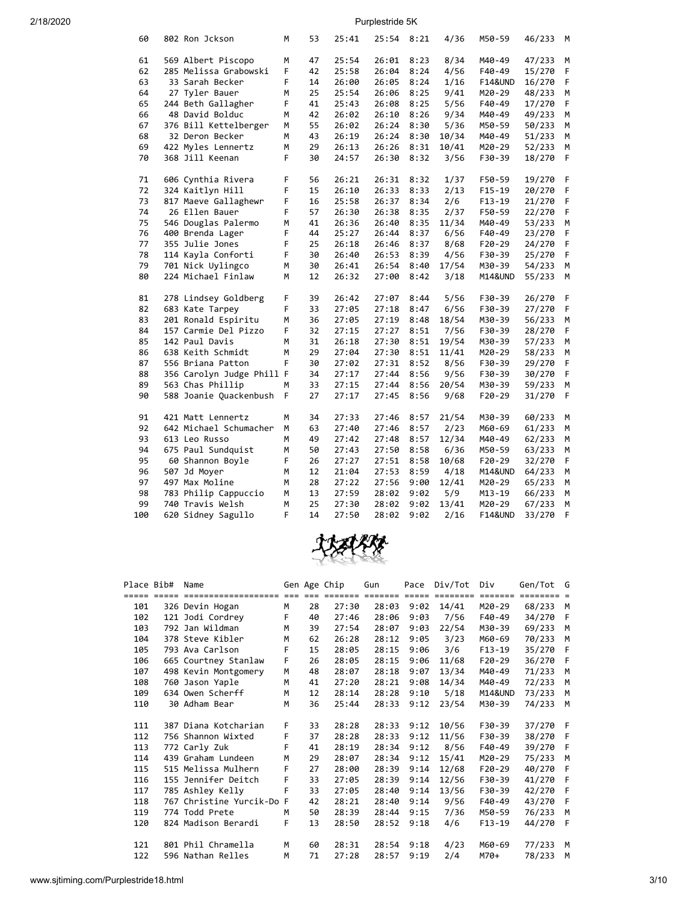| Place | Bib# | Name | Gen | Age | Chip | Gun | Pace | Div/Tot | Div | Gen/Tot | G |
|---|---|---|---|---|---|---|---|---|---|---|---|
| 60 | 802 | Ron Jckson | M | 53 | 25:41 | 25:54 | 8:21 | 4/36 | M50-59 | 46/233 | M |
| 61 | 569 | Albert Piscopo | M | 47 | 25:54 | 26:01 | 8:23 | 8/34 | M40-49 | 47/233 | M |
| 62 | 285 | Melissa Grabowski | F | 42 | 25:58 | 26:04 | 8:24 | 4/56 | F40-49 | 15/270 | F |
| 63 | 33 | Sarah Becker | F | 14 | 26:00 | 26:05 | 8:24 | 1/16 | F14&UND | 16/270 | F |
| 64 | 27 | Tyler Bauer | M | 25 | 25:54 | 26:06 | 8:25 | 9/41 | M20-29 | 48/233 | M |
| 65 | 244 | Beth Gallagher | F | 41 | 25:43 | 26:08 | 8:25 | 5/56 | F40-49 | 17/270 | F |
| 66 | 48 | David Bolduc | M | 42 | 26:02 | 26:10 | 8:26 | 9/34 | M40-49 | 49/233 | M |
| 67 | 376 | Bill Kettelberger | M | 55 | 26:02 | 26:24 | 8:30 | 5/36 | M50-59 | 50/233 | M |
| 68 | 32 | Deron Becker | M | 43 | 26:19 | 26:24 | 8:30 | 10/34 | M40-49 | 51/233 | M |
| 69 | 422 | Myles Lennertz | M | 29 | 26:13 | 26:26 | 8:31 | 10/41 | M20-29 | 52/233 | M |
| 70 | 368 | Jill Keenan | F | 30 | 24:57 | 26:30 | 8:32 | 3/56 | F30-39 | 18/270 | F |
| 71 | 606 | Cynthia Rivera | F | 56 | 26:21 | 26:31 | 8:32 | 1/37 | F50-59 | 19/270 | F |
| 72 | 324 | Kaitlyn Hill | F | 15 | 26:10 | 26:33 | 8:33 | 2/13 | F15-19 | 20/270 | F |
| 73 | 817 | Maeve Gallaghewr | F | 16 | 25:58 | 26:37 | 8:34 | 2/6 | F13-19 | 21/270 | F |
| 74 | 26 | Ellen Bauer | F | 57 | 26:30 | 26:38 | 8:35 | 2/37 | F50-59 | 22/270 | F |
| 75 | 546 | Douglas Palermo | M | 41 | 26:36 | 26:40 | 8:35 | 11/34 | M40-49 | 53/233 | M |
| 76 | 400 | Brenda Lager | F | 44 | 25:27 | 26:44 | 8:37 | 6/56 | F40-49 | 23/270 | F |
| 77 | 355 | Julie Jones | F | 25 | 26:18 | 26:46 | 8:37 | 8/68 | F20-29 | 24/270 | F |
| 78 | 114 | Kayla Conforti | F | 30 | 26:40 | 26:53 | 8:39 | 4/56 | F30-39 | 25/270 | F |
| 79 | 701 | Nick Uylingco | M | 30 | 26:41 | 26:54 | 8:40 | 17/54 | M30-39 | 54/233 | M |
| 80 | 224 | Michael Finlaw | M | 12 | 26:32 | 27:00 | 8:42 | 3/18 | M14&UND | 55/233 | M |
| 81 | 278 | Lindsey Goldberg | F | 39 | 26:42 | 27:07 | 8:44 | 5/56 | F30-39 | 26/270 | F |
| 82 | 683 | Kate Tarpey | F | 33 | 27:05 | 27:18 | 8:47 | 6/56 | F30-39 | 27/270 | F |
| 83 | 201 | Ronald Espiritu | M | 36 | 27:05 | 27:19 | 8:48 | 18/54 | M30-39 | 56/233 | M |
| 84 | 157 | Carmie Del Pizzo | F | 32 | 27:15 | 27:27 | 8:51 | 7/56 | F30-39 | 28/270 | F |
| 85 | 142 | Paul Davis | M | 31 | 26:18 | 27:30 | 8:51 | 19/54 | M30-39 | 57/233 | M |
| 86 | 638 | Keith Schmidt | M | 29 | 27:04 | 27:30 | 8:51 | 11/41 | M20-29 | 58/233 | M |
| 87 | 556 | Briana Patton | F | 30 | 27:02 | 27:31 | 8:52 | 8/56 | F30-39 | 29/270 | F |
| 88 | 356 | Carolyn Judge Phill | F | 34 | 27:17 | 27:44 | 8:56 | 9/56 | F30-39 | 30/270 | F |
| 89 | 563 | Chas Phillip | M | 33 | 27:15 | 27:44 | 8:56 | 20/54 | M30-39 | 59/233 | M |
| 90 | 588 | Joanie Quackenbush | F | 27 | 27:17 | 27:45 | 8:56 | 9/68 | F20-29 | 31/270 | F |
| 91 | 421 | Matt Lennertz | M | 34 | 27:33 | 27:46 | 8:57 | 21/54 | M30-39 | 60/233 | M |
| 92 | 642 | Michael Schumacher | M | 63 | 27:40 | 27:46 | 8:57 | 2/23 | M60-69 | 61/233 | M |
| 93 | 613 | Leo Russo | M | 49 | 27:42 | 27:48 | 8:57 | 12/34 | M40-49 | 62/233 | M |
| 94 | 675 | Paul Sundquist | M | 50 | 27:43 | 27:50 | 8:58 | 6/36 | M50-59 | 63/233 | M |
| 95 | 60 | Shannon Boyle | F | 26 | 27:27 | 27:51 | 8:58 | 10/68 | F20-29 | 32/270 | F |
| 96 | 507 | Jd Moyer | M | 12 | 21:04 | 27:53 | 8:59 | 4/18 | M14&UND | 64/233 | M |
| 97 | 497 | Max Moline | M | 28 | 27:22 | 27:56 | 9:00 | 12/41 | M20-29 | 65/233 | M |
| 98 | 783 | Philip Cappuccio | M | 13 | 27:59 | 28:02 | 9:02 | 5/9 | M13-19 | 66/233 | M |
| 99 | 740 | Travis Welsh | M | 25 | 27:30 | 28:02 | 9:02 | 13/41 | M20-29 | 67/233 | M |
| 100 | 620 | Sidney Sagullo | F | 14 | 27:50 | 28:02 | 9:02 | 2/16 | F14&UND | 33/270 | F |
| 101 | 326 | Devin Hogan | M | 28 | 27:30 | 28:03 | 9:02 | 14/41 | M20-29 | 68/233 | M |
| 102 | 121 | Jodi Cordrey | F | 40 | 27:46 | 28:06 | 9:03 | 7/56 | F40-49 | 34/270 | F |
| 103 | 792 | Jan Wildman | M | 39 | 27:54 | 28:07 | 9:03 | 22/54 | M30-39 | 69/233 | M |
| 104 | 378 | Steve Kibler | M | 62 | 26:28 | 28:12 | 9:05 | 3/23 | M60-69 | 70/233 | M |
| 105 | 793 | Ava Carlson | F | 15 | 28:05 | 28:15 | 9:06 | 3/6 | F13-19 | 35/270 | F |
| 106 | 665 | Courtney Stanlaw | F | 26 | 28:05 | 28:15 | 9:06 | 11/68 | F20-29 | 36/270 | F |
| 107 | 498 | Kevin Montgomery | M | 48 | 28:07 | 28:18 | 9:07 | 13/34 | M40-49 | 71/233 | M |
| 108 | 760 | Jason Yaple | M | 41 | 27:20 | 28:21 | 9:08 | 14/34 | M40-49 | 72/233 | M |
| 109 | 634 | Owen Scherff | M | 12 | 28:14 | 28:28 | 9:10 | 5/18 | M14&UND | 73/233 | M |
| 110 | 30 | Adham Bear | M | 36 | 25:44 | 28:33 | 9:12 | 23/54 | M30-39 | 74/233 | M |
| 111 | 387 | Diana Kotcharian | F | 33 | 28:28 | 28:33 | 9:12 | 10/56 | F30-39 | 37/270 | F |
| 112 | 756 | Shannon Wixted | F | 37 | 28:28 | 28:33 | 9:12 | 11/56 | F30-39 | 38/270 | F |
| 113 | 772 | Carly Zuk | F | 41 | 28:19 | 28:34 | 9:12 | 8/56 | F40-49 | 39/270 | F |
| 114 | 439 | Graham Lundeen | M | 29 | 28:07 | 28:34 | 9:12 | 15/41 | M20-29 | 75/233 | M |
| 115 | 515 | Melissa Mulhern | F | 27 | 28:00 | 28:39 | 9:14 | 12/68 | F20-29 | 40/270 | F |
| 116 | 155 | Jennifer Deitch | F | 33 | 27:05 | 28:39 | 9:14 | 12/56 | F30-39 | 41/270 | F |
| 117 | 785 | Ashley Kelly | F | 33 | 27:05 | 28:40 | 9:14 | 13/56 | F30-39 | 42/270 | F |
| 118 | 767 | Christine Yurcik-Do | F | 42 | 28:21 | 28:40 | 9:14 | 9/56 | F40-49 | 43/270 | F |
| 119 | 774 | Todd Prete | M | 50 | 28:39 | 28:44 | 9:15 | 7/36 | M50-59 | 76/233 | M |
| 120 | 824 | Madison Berardi | F | 13 | 28:50 | 28:52 | 9:18 | 4/6 | F13-19 | 44/270 | F |
| 121 | 801 | Phil Chramella | M | 60 | 28:31 | 28:54 | 9:18 | 4/23 | M60-69 | 77/233 | M |
| 122 | 596 | Nathan Relles | M | 71 | 27:28 | 28:57 | 9:19 | 2/4 | M70+ | 78/233 | M |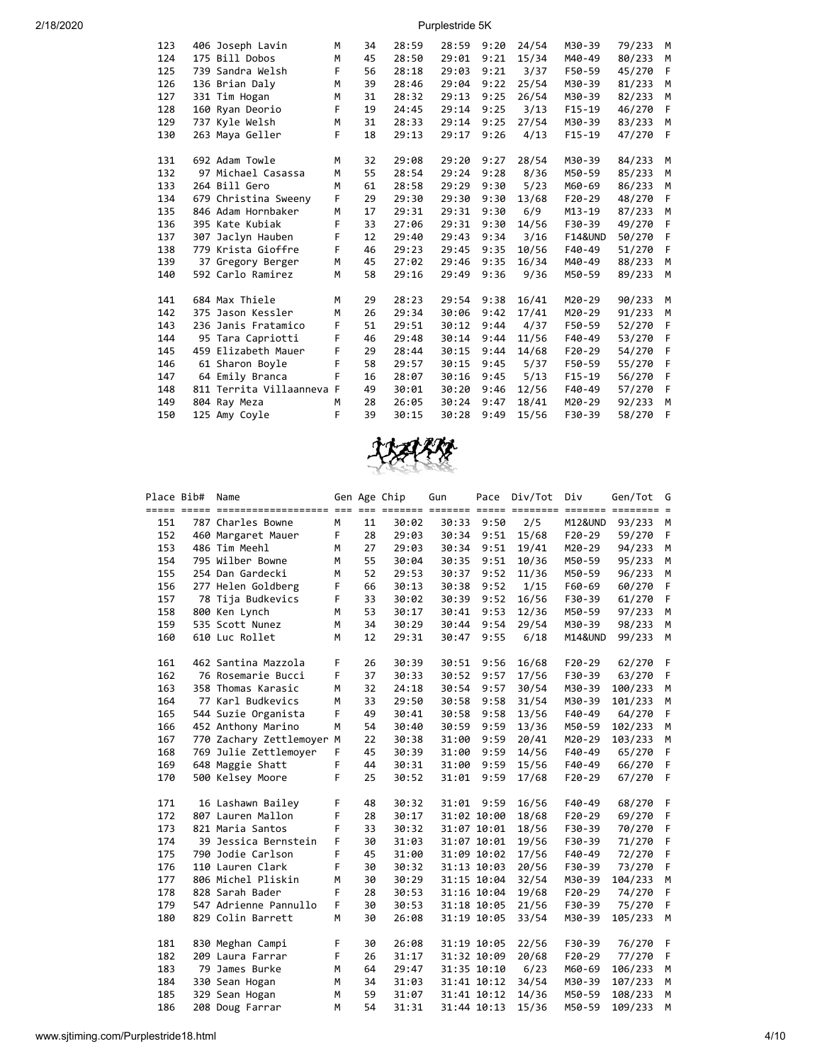| Place | Bib# | Name | Gen | Age | Chip | Gun | Pace | Div/Tot | Div | Gen/Tot | G |
|---|---|---|---|---|---|---|---|---|---|---|---|
| 123 | 406 | Joseph Lavin | M | 34 | 28:59 | 28:59 | 9:20 | 24/54 | M30-39 | 79/233 | M |
| 124 | 175 | Bill Dobos | M | 45 | 28:50 | 29:01 | 9:21 | 15/34 | M40-49 | 80/233 | M |
| 125 | 739 | Sandra Welsh | F | 56 | 28:18 | 29:03 | 9:21 | 3/37 | F50-59 | 45/270 | F |
| 126 | 136 | Brian Daly | M | 39 | 28:46 | 29:04 | 9:22 | 25/54 | M30-39 | 81/233 | M |
| 127 | 331 | Tim Hogan | M | 31 | 28:32 | 29:13 | 9:25 | 26/54 | M30-39 | 82/233 | M |
| 128 | 160 | Ryan Deorio | F | 19 | 24:45 | 29:14 | 9:25 | 3/13 | F15-19 | 46/270 | F |
| 129 | 737 | Kyle Welsh | M | 31 | 28:33 | 29:14 | 9:25 | 27/54 | M30-39 | 83/233 | M |
| 130 | 263 | Maya Geller | F | 18 | 29:13 | 29:17 | 9:26 | 4/13 | F15-19 | 47/270 | F |
| 131 | 692 | Adam Towle | M | 32 | 29:08 | 29:20 | 9:27 | 28/54 | M30-39 | 84/233 | M |
| 132 | 97 | Michael Casassa | M | 55 | 28:54 | 29:24 | 9:28 | 8/36 | M50-59 | 85/233 | M |
| 133 | 264 | Bill Gero | M | 61 | 28:58 | 29:29 | 9:30 | 5/23 | M60-69 | 86/233 | M |
| 134 | 679 | Christina Sweeny | F | 29 | 29:30 | 29:30 | 9:30 | 13/68 | F20-29 | 48/270 | F |
| 135 | 846 | Adam Hornbaker | M | 17 | 29:31 | 29:31 | 9:30 | 6/9 | M13-19 | 87/233 | M |
| 136 | 395 | Kate Kubiak | F | 33 | 27:06 | 29:31 | 9:30 | 14/56 | F30-39 | 49/270 | F |
| 137 | 307 | Jaclyn Hauben | F | 12 | 29:40 | 29:43 | 9:34 | 3/16 | F14&UND | 50/270 | F |
| 138 | 779 | Krista Gioffre | F | 46 | 29:23 | 29:45 | 9:35 | 10/56 | F40-49 | 51/270 | F |
| 139 | 37 | Gregory Berger | M | 45 | 27:02 | 29:46 | 9:35 | 16/34 | M40-49 | 88/233 | M |
| 140 | 592 | Carlo Ramirez | M | 58 | 29:16 | 29:49 | 9:36 | 9/36 | M50-59 | 89/233 | M |
| 141 | 684 | Max Thiele | M | 29 | 28:23 | 29:54 | 9:38 | 16/41 | M20-29 | 90/233 | M |
| 142 | 375 | Jason Kessler | M | 26 | 29:34 | 30:06 | 9:42 | 17/41 | M20-29 | 91/233 | M |
| 143 | 236 | Janis Fratamico | F | 51 | 29:51 | 30:12 | 9:44 | 4/37 | F50-59 | 52/270 | F |
| 144 | 95 | Tara Capriotti | F | 46 | 29:48 | 30:14 | 9:44 | 11/56 | F40-49 | 53/270 | F |
| 145 | 459 | Elizabeth Mauer | F | 29 | 28:44 | 30:15 | 9:44 | 14/68 | F20-29 | 54/270 | F |
| 146 | 61 | Sharon Boyle | F | 58 | 29:57 | 30:15 | 9:45 | 5/37 | F50-59 | 55/270 | F |
| 147 | 64 | Emily Branca | F | 16 | 28:07 | 30:16 | 9:45 | 5/13 | F15-19 | 56/270 | F |
| 148 | 811 | Territa Villaanneva | F | 49 | 30:01 | 30:20 | 9:46 | 12/56 | F40-49 | 57/270 | F |
| 149 | 804 | Ray Meza | M | 28 | 26:05 | 30:24 | 9:47 | 18/41 | M20-29 | 92/233 | M |
| 150 | 125 | Amy Coyle | F | 39 | 30:15 | 30:28 | 9:49 | 15/56 | F30-39 | 58/270 | F |

| Place | Bib# | Name | Gen | Age | Chip | Gun | Pace | Div/Tot | Div | Gen/Tot | G |
|---|---|---|---|---|---|---|---|---|---|---|---|
| 151 | 787 | Charles Bowne | M | 11 | 30:02 | 30:33 | 9:50 | 2/5 | M12&UND | 93/233 | M |
| 152 | 460 | Margaret Mauer | F | 28 | 29:03 | 30:34 | 9:51 | 15/68 | F20-29 | 59/270 | F |
| 153 | 486 | Tim Meehl | M | 27 | 29:03 | 30:34 | 9:51 | 19/41 | M20-29 | 94/233 | M |
| 154 | 795 | Wilber Bowne | M | 39 | 30:04 | 30:35 | 9:51 | 10/36 | M50-59 | 95/233 | M |
| 155 | 254 | Dan Gardecki | M | 52 | 29:53 | 30:37 | 9:52 | 11/36 | M50-59 | 96/233 | M |
| 156 | 277 | Helen Goldberg | F | 66 | 30:13 | 30:38 | 9:52 | 1/15 | F60-69 | 60/270 | F |
| 157 | 78 | Tija Budkevics | F | 33 | 30:02 | 30:39 | 9:52 | 16/56 | F30-39 | 61/270 | F |
| 158 | 800 | Ken Lynch | M | 53 | 30:17 | 30:41 | 9:53 | 12/36 | M50-59 | 97/233 | M |
| 159 | 535 | Scott Nunez | M | 34 | 30:29 | 30:44 | 9:54 | 29/54 | M30-39 | 98/233 | M |
| 160 | 610 | Luc Rollet | M | 12 | 29:31 | 30:47 | 9:55 | 6/18 | M14&UND | 99/233 | M |
| 161 | 462 | Santina Mazzola | F | 26 | 30:39 | 30:51 | 9:56 | 16/68 | F20-29 | 62/270 | F |
| 162 | 76 | Rosemarie Bucci | F | 37 | 30:33 | 30:52 | 9:57 | 17/56 | F30-39 | 63/270 | F |
| 163 | 358 | Thomas Karasic | M | 32 | 24:18 | 30:54 | 9:57 | 30/54 | M30-39 | 100/233 | M |
| 164 | 77 | Karl Budkevics | M | 33 | 29:50 | 30:58 | 9:58 | 31/54 | M30-39 | 101/233 | M |
| 165 | 544 | Suzie Organista | F | 49 | 30:41 | 30:58 | 9:58 | 13/56 | F40-49 | 64/270 | F |
| 166 | 452 | Anthony Marino | M | 54 | 30:40 | 30:59 | 9:59 | 13/36 | M50-59 | 102/233 | M |
| 167 | 770 | Zachary Zettlemoyer | M | 22 | 30:38 | 31:00 | 9:59 | 20/41 | M20-29 | 103/233 | M |
| 168 | 769 | Julie Zettlemoyer | F | 45 | 30:39 | 31:00 | 9:59 | 14/56 | F40-49 | 65/270 | F |
| 169 | 648 | Maggie Shatt | F | 44 | 30:31 | 31:00 | 9:59 | 15/56 | F40-49 | 66/270 | F |
| 170 | 500 | Kelsey Moore | F | 25 | 30:52 | 31:01 | 9:59 | 17/68 | F20-29 | 67/270 | F |
| 171 | 16 | Lashawn Bailey | F | 48 | 30:32 | 31:01 | 9:59 | 16/56 | F40-49 | 68/270 | F |
| 172 | 807 | Lauren Mallon | F | 28 | 30:17 | 31:02 | 10:00 | 18/68 | F20-29 | 69/270 | F |
| 173 | 821 | Maria Santos | F | 33 | 30:32 | 31:07 | 10:01 | 18/56 | F30-39 | 70/270 | F |
| 174 | 39 | Jessica Bernstein | F | 30 | 31:03 | 31:07 | 10:01 | 19/56 | F30-39 | 71/270 | F |
| 175 | 790 | Jodie Carlson | F | 45 | 31:00 | 31:09 | 10:02 | 17/56 | F40-49 | 72/270 | F |
| 176 | 110 | Lauren Clark | F | 30 | 30:32 | 31:13 | 10:03 | 20/56 | F30-39 | 73/270 | F |
| 177 | 806 | Michel Pliskin | M | 30 | 30:29 | 31:15 | 10:04 | 32/54 | M30-39 | 104/233 | M |
| 178 | 828 | Sarah Bader | F | 28 | 30:53 | 31:16 | 10:04 | 19/68 | F20-29 | 74/270 | F |
| 179 | 547 | Adrienne Pannullo | F | 30 | 30:53 | 31:18 | 10:05 | 21/56 | F30-39 | 75/270 | F |
| 180 | 829 | Colin Barrett | M | 30 | 26:08 | 31:19 | 10:05 | 33/54 | M30-39 | 105/233 | M |
| 181 | 830 | Meghan Campi | F | 30 | 26:08 | 31:19 | 10:05 | 22/56 | F30-39 | 76/270 | F |
| 182 | 209 | Laura Farrar | F | 26 | 31:17 | 31:32 | 10:09 | 20/68 | F20-29 | 77/270 | F |
| 183 | 79 | James Burke | M | 64 | 29:47 | 31:35 | 10:10 | 6/23 | M60-69 | 106/233 | M |
| 184 | 330 | Sean Hogan | M | 34 | 31:03 | 31:41 | 10:12 | 34/54 | M30-39 | 107/233 | M |
| 185 | 329 | Sean Hogan | M | 59 | 31:07 | 31:41 | 10:12 | 14/36 | M50-59 | 108/233 | M |
| 186 | 208 | Doug Farrar | M | 54 | 31:31 | 31:44 | 10:13 | 15/36 | M50-59 | 109/233 | M |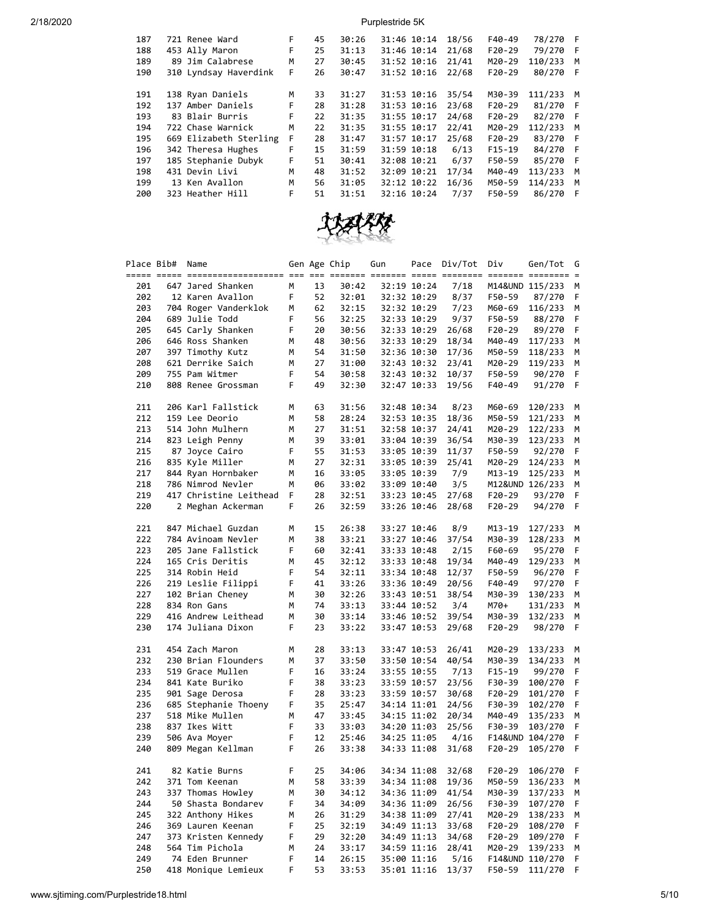| Place | Bib# | Name | Gen | Age | Chip | Gun | Pace | Div/Tot | Div | Gen/Tot | G |
|---|---|---|---|---|---|---|---|---|---|---|---|
| 187 | 721 | Renee Ward | F | 45 | 30:26 | 31:46 | 10:14 | 18/56 | F40-49 | 78/270 | F |
| 188 | 453 | Ally Maron | F | 25 | 31:13 | 31:46 | 10:14 | 21/68 | F20-29 | 79/270 | F |
| 189 | 89 | Jim Calabrese | M | 27 | 30:45 | 31:52 | 10:16 | 21/41 | M20-29 | 110/233 | M |
| 190 | 310 | Lyndsay Haverdink | F | 26 | 30:47 | 31:52 | 10:16 | 22/68 | F20-29 | 80/270 | F |
| 191 | 138 | Ryan Daniels | M | 33 | 31:27 | 31:53 | 10:16 | 35/54 | M30-39 | 111/233 | M |
| 192 | 137 | Amber Daniels | F | 28 | 31:28 | 31:53 | 10:16 | 23/68 | F20-29 | 81/270 | F |
| 193 | 83 | Blair Burris | F | 22 | 31:35 | 31:55 | 10:17 | 24/68 | F20-29 | 82/270 | F |
| 194 | 722 | Chase Warnick | M | 22 | 31:35 | 31:55 | 10:17 | 22/41 | M20-29 | 112/233 | M |
| 195 | 669 | Elizabeth Sterling | F | 28 | 31:47 | 31:57 | 10:17 | 25/68 | F20-29 | 83/270 | F |
| 196 | 342 | Theresa Hughes | F | 15 | 31:59 | 31:59 | 10:18 | 6/13 | F15-19 | 84/270 | F |
| 197 | 185 | Stephanie Dubyk | F | 51 | 30:41 | 32:08 | 10:21 | 6/37 | F50-59 | 85/270 | F |
| 198 | 431 | Devin Livi | M | 48 | 31:52 | 32:09 | 10:21 | 17/34 | M40-49 | 113/233 | M |
| 199 | 13 | Ken Avallon | M | 56 | 31:05 | 32:12 | 10:22 | 16/36 | M50-59 | 114/233 | M |
| 200 | 323 | Heather Hill | F | 51 | 31:51 | 32:16 | 10:24 | 7/37 | F50-59 | 86/270 | F |

| Place | Bib# | Name | Gen | Age | Chip | Gun | Pace | Div/Tot | Div | Gen/Tot | G |
|---|---|---|---|---|---|---|---|---|---|---|---|
| 201 | 647 | Jared Shanken | M | 13 | 30:42 | 32:19 | 10:24 | 7/18 | M14&UND | 115/233 | M |
| 202 | 12 | Karen Avallon | F | 52 | 32:01 | 32:32 | 10:29 | 8/37 | F50-59 | 87/270 | F |
| 203 | 704 | Roger Vanderklok | M | 62 | 32:15 | 32:32 | 10:29 | 7/23 | M60-69 | 116/233 | M |
| 204 | 689 | Julie Todd | F | 56 | 32:25 | 32:33 | 10:29 | 9/37 | F50-59 | 88/270 | F |
| 205 | 645 | Carly Shanken | F | 20 | 30:56 | 32:33 | 10:29 | 26/68 | F20-29 | 89/270 | F |
| 206 | 646 | Ross Shanken | M | 48 | 30:56 | 32:33 | 10:29 | 18/34 | M40-49 | 117/233 | M |
| 207 | 397 | Timothy Kutz | M | 54 | 31:50 | 32:36 | 10:30 | 17/36 | M50-59 | 118/233 | M |
| 208 | 621 | Derrike Saich | M | 27 | 31:00 | 32:43 | 10:32 | 23/41 | M20-29 | 119/233 | M |
| 209 | 755 | Pam Witmer | F | 54 | 30:58 | 32:43 | 10:32 | 10/37 | F50-59 | 90/270 | F |
| 210 | 808 | Renee Grossman | F | 49 | 32:30 | 32:47 | 10:33 | 19/56 | F40-49 | 91/270 | F |
| 211 | 206 | Karl Fallstick | M | 63 | 31:56 | 32:48 | 10:34 | 8/23 | M60-69 | 120/233 | M |
| 212 | 159 | Lee Deorio | M | 58 | 28:24 | 32:53 | 10:35 | 18/36 | M50-59 | 121/233 | M |
| 213 | 514 | John Mulhern | M | 27 | 31:51 | 32:58 | 10:37 | 24/41 | M20-29 | 122/233 | M |
| 214 | 823 | Leigh Penny | M | 39 | 33:01 | 33:04 | 10:39 | 36/54 | M30-39 | 123/233 | M |
| 215 | 87 | Joyce Cairo | F | 55 | 31:53 | 33:05 | 10:39 | 11/37 | F50-59 | 92/270 | F |
| 216 | 835 | Kyle Miller | M | 27 | 32:31 | 33:05 | 10:39 | 25/41 | M20-29 | 124/233 | M |
| 217 | 844 | Ryan Hornbaker | M | 16 | 33:05 | 33:05 | 10:39 | 7/9 | M13-19 | 125/233 | M |
| 218 | 786 | Nimrod Nevler | M | 06 | 33:02 | 33:09 | 10:40 | 3/5 | M12&UND | 126/233 | M |
| 219 | 417 | Christine Leithead | F | 28 | 32:51 | 33:23 | 10:45 | 27/68 | F20-29 | 93/270 | F |
| 220 | 2 | Meghan Ackerman | F | 26 | 32:59 | 33:26 | 10:46 | 28/68 | F20-29 | 94/270 | F |
| 221 | 847 | Michael Guzdan | M | 15 | 26:38 | 33:27 | 10:46 | 8/9 | M13-19 | 127/233 | M |
| 222 | 784 | Avinoam Nevler | M | 38 | 33:21 | 33:27 | 10:46 | 37/54 | M30-39 | 128/233 | M |
| 223 | 205 | Jane Fallstick | F | 60 | 32:41 | 33:33 | 10:48 | 2/15 | F60-69 | 95/270 | F |
| 224 | 165 | Cris Deritis | M | 45 | 32:12 | 33:33 | 10:48 | 19/34 | M40-49 | 129/233 | M |
| 225 | 314 | Robin Heid | F | 54 | 32:11 | 33:34 | 10:48 | 12/37 | F50-59 | 96/270 | F |
| 226 | 219 | Leslie Filippi | F | 41 | 33:26 | 33:36 | 10:49 | 20/56 | F40-49 | 97/270 | F |
| 227 | 102 | Brian Cheney | M | 30 | 32:26 | 33:43 | 10:51 | 38/54 | M30-39 | 130/233 | M |
| 228 | 834 | Ron Gans | M | 74 | 33:13 | 33:44 | 10:52 | 3/4 | M70+ | 131/233 | M |
| 229 | 416 | Andrew Leithead | M | 30 | 33:14 | 33:46 | 10:52 | 39/54 | M30-39 | 132/233 | M |
| 230 | 174 | Juliana Dixon | F | 23 | 33:22 | 33:47 | 10:53 | 29/68 | F20-29 | 98/270 | F |
| 231 | 454 | Zach Maron | M | 28 | 33:13 | 33:47 | 10:53 | 26/41 | M20-29 | 133/233 | M |
| 232 | 230 | Brian Flounders | M | 37 | 33:50 | 33:50 | 10:54 | 40/54 | M30-39 | 134/233 | M |
| 233 | 519 | Grace Mullen | F | 16 | 33:24 | 33:55 | 10:55 | 7/13 | F15-19 | 99/270 | F |
| 234 | 841 | Kate Buriko | F | 38 | 33:23 | 33:59 | 10:57 | 23/56 | F30-39 | 100/270 | F |
| 235 | 901 | Sage Derosa | F | 28 | 33:23 | 33:59 | 10:57 | 30/68 | F20-29 | 101/270 | F |
| 236 | 685 | Stephanie Thoeny | F | 35 | 25:47 | 34:14 | 11:01 | 24/56 | F30-39 | 102/270 | F |
| 237 | 518 | Mike Mullen | M | 47 | 33:45 | 34:15 | 11:02 | 20/34 | M40-49 | 135/233 | M |
| 238 | 837 | Ikes Witt | F | 33 | 33:03 | 34:20 | 11:03 | 25/56 | F30-39 | 103/270 | F |
| 239 | 506 | Ava Moyer | F | 12 | 25:46 | 34:25 | 11:05 | 4/16 | F14&UND | 104/270 | F |
| 240 | 809 | Megan Kellman | F | 26 | 33:38 | 34:33 | 11:08 | 31/68 | F20-29 | 105/270 | F |
| 241 | 82 | Katie Burns | F | 25 | 34:06 | 34:34 | 11:08 | 32/68 | F20-29 | 106/270 | F |
| 242 | 371 | Tom Keenan | M | 58 | 33:39 | 34:34 | 11:08 | 19/36 | M50-59 | 136/233 | M |
| 243 | 337 | Thomas Howley | M | 30 | 34:12 | 34:36 | 11:09 | 41/54 | M30-39 | 137/233 | M |
| 244 | 50 | Shasta Bondarev | F | 34 | 34:09 | 34:36 | 11:09 | 26/56 | F30-39 | 107/270 | F |
| 245 | 322 | Anthony Hikes | M | 26 | 31:29 | 34:38 | 11:09 | 27/41 | M20-29 | 138/233 | M |
| 246 | 369 | Lauren Keenan | F | 25 | 32:19 | 34:49 | 11:13 | 33/68 | F20-29 | 108/270 | F |
| 247 | 373 | Kristen Kennedy | F | 29 | 32:20 | 34:49 | 11:13 | 34/68 | F20-29 | 109/270 | F |
| 248 | 564 | Tim Pichola | M | 24 | 33:17 | 34:59 | 11:16 | 28/41 | M20-29 | 139/233 | M |
| 249 | 74 | Eden Brunner | F | 14 | 26:15 | 35:00 | 11:16 | 5/16 | F14&UND | 110/270 | F |
| 250 | 418 | Monique Lemieux | F | 53 | 33:53 | 35:01 | 11:16 | 13/37 | F50-59 | 111/270 | F |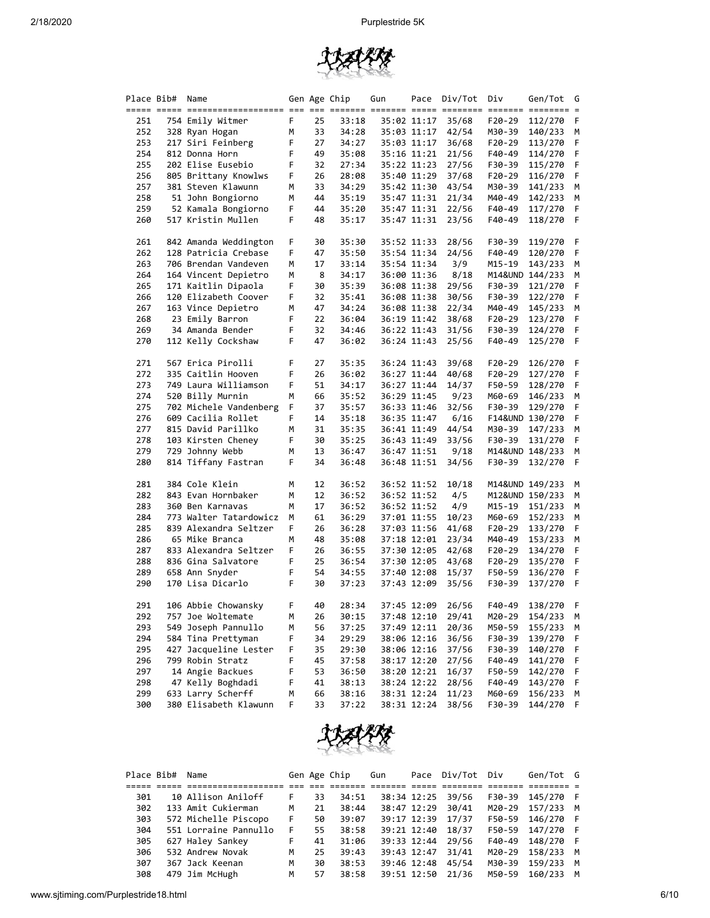| Place | Bib# | Name | Gen | Age | Chip | Gun | Pace | Div/Tot | Div | Gen/Tot | G |
|---|---|---|---|---|---|---|---|---|---|---|---|
| 251 | 754 | Emily Witmer | F | 25 | 33:18 | 35:02 | 11:17 | 35/68 | F20-29 | 112/270 | F |
| 252 | 328 | Ryan Hogan | M | 33 | 34:28 | 35:03 | 11:17 | 42/54 | M30-39 | 140/233 | M |
| 253 | 217 | Siri Feinberg | F | 27 | 34:27 | 35:03 | 11:17 | 36/68 | F20-29 | 113/270 | F |
| 254 | 812 | Donna Horn | F | 49 | 35:08 | 35:16 | 11:21 | 21/56 | F40-49 | 114/270 | F |
| 255 | 202 | Elise Eusebio | F | 32 | 27:34 | 35:22 | 11:23 | 27/56 | F30-39 | 115/270 | F |
| 256 | 805 | Brittany Knowlws | F | 26 | 28:08 | 35:40 | 11:29 | 37/68 | F20-29 | 116/270 | F |
| 257 | 381 | Steven Klawunn | M | 33 | 34:29 | 35:42 | 11:30 | 43/54 | M30-39 | 141/233 | M |
| 258 | 51 | John Bongiorno | M | 44 | 35:19 | 35:47 | 11:31 | 21/34 | M40-49 | 142/233 | M |
| 259 | 52 | Kamala Bongiorno | F | 44 | 35:20 | 35:47 | 11:31 | 22/56 | F40-49 | 117/270 | F |
| 260 | 517 | Kristin Mullen | F | 48 | 35:17 | 35:47 | 11:31 | 23/56 | F40-49 | 118/270 | F |
| 261 | 842 | Amanda Weddington | F | 30 | 35:30 | 35:52 | 11:33 | 28/56 | F30-39 | 119/270 | F |
| 262 | 128 | Patricia Crebase | F | 47 | 35:50 | 35:54 | 11:34 | 24/56 | F40-49 | 120/270 | F |
| 263 | 706 | Brendan Vandeven | M | 17 | 33:14 | 35:54 | 11:34 | 3/9 | M15-19 | 143/233 | M |
| 264 | 164 | Vincent Depietro | M | 8 | 34:17 | 36:00 | 11:36 | 8/18 | M14&UND | 144/233 | M |
| 265 | 171 | Kaitlin Dipaola | F | 30 | 35:39 | 36:08 | 11:38 | 29/56 | F30-39 | 121/270 | F |
| 266 | 120 | Elizabeth Coover | F | 32 | 35:41 | 36:08 | 11:38 | 30/56 | F30-39 | 122/270 | F |
| 267 | 163 | Vince Depietro | M | 47 | 34:24 | 36:08 | 11:38 | 22/34 | M40-49 | 145/233 | M |
| 268 | 23 | Emily Barron | F | 22 | 36:04 | 36:19 | 11:42 | 38/68 | F20-29 | 123/270 | F |
| 269 | 34 | Amanda Bender | F | 32 | 34:46 | 36:22 | 11:43 | 31/56 | F30-39 | 124/270 | F |
| 270 | 112 | Kelly Cockshaw | F | 47 | 36:02 | 36:24 | 11:43 | 25/56 | F40-49 | 125/270 | F |
| 271 | 567 | Erica Pirolli | F | 27 | 35:35 | 36:24 | 11:43 | 39/68 | F20-29 | 126/270 | F |
| 272 | 335 | Caitlin Hooven | F | 26 | 36:02 | 36:27 | 11:44 | 40/68 | F20-29 | 127/270 | F |
| 273 | 749 | Laura Williamson | F | 51 | 34:17 | 36:27 | 11:44 | 14/37 | F50-59 | 128/270 | F |
| 274 | 520 | Billy Murnin | M | 66 | 35:52 | 36:29 | 11:45 | 9/23 | M60-69 | 146/233 | M |
| 275 | 702 | Michele Vandenberg | F | 37 | 35:57 | 36:33 | 11:46 | 32/56 | F30-39 | 129/270 | F |
| 276 | 609 | Cacilia Rollet | F | 14 | 35:18 | 36:35 | 11:47 | 6/16 | F14&UND | 130/270 | F |
| 277 | 815 | David Parillko | M | 31 | 35:35 | 36:41 | 11:49 | 44/54 | M30-39 | 147/233 | M |
| 278 | 103 | Kirsten Cheney | F | 30 | 35:25 | 36:43 | 11:49 | 33/56 | F30-39 | 131/270 | F |
| 279 | 729 | Johnny Webb | M | 13 | 36:47 | 36:47 | 11:51 | 9/18 | M14&UND | 148/233 | M |
| 280 | 814 | Tiffany Fastran | F | 34 | 36:48 | 36:48 | 11:51 | 34/56 | F30-39 | 132/270 | F |
| 281 | 384 | Cole Klein | M | 12 | 36:52 | 36:52 | 11:52 | 10/18 | M14&UND | 149/233 | M |
| 282 | 843 | Evan Hornbaker | M | 12 | 36:52 | 36:52 | 11:52 | 4/5 | M12&UND | 150/233 | M |
| 283 | 360 | Ben Karnavas | M | 17 | 36:52 | 36:52 | 11:52 | 4/9 | M15-19 | 151/233 | M |
| 284 | 773 | Walter Tatardowicz | M | 61 | 36:29 | 37:01 | 11:55 | 10/23 | M60-69 | 152/233 | M |
| 285 | 839 | Alexandra Seltzer | F | 26 | 36:28 | 37:03 | 11:56 | 41/68 | F20-29 | 133/270 | F |
| 286 | 65 | Mike Branca | M | 48 | 35:08 | 37:18 | 12:01 | 23/34 | M40-49 | 153/233 | M |
| 287 | 833 | Alexandra Seltzer | F | 26 | 36:55 | 37:30 | 12:05 | 42/68 | F20-29 | 134/270 | F |
| 288 | 836 | Gina Salvatore | F | 25 | 36:54 | 37:30 | 12:05 | 43/68 | F20-29 | 135/270 | F |
| 289 | 658 | Ann Snyder | F | 54 | 34:55 | 37:40 | 12:08 | 15/37 | F50-59 | 136/270 | F |
| 290 | 170 | Lisa Dicarlo | F | 30 | 37:23 | 37:43 | 12:09 | 35/56 | F30-39 | 137/270 | F |
| 291 | 106 | Abbie Chowansky | F | 40 | 28:34 | 37:45 | 12:09 | 26/56 | F40-49 | 138/270 | F |
| 292 | 757 | Joe Woltemate | M | 26 | 30:15 | 37:48 | 12:10 | 29/41 | M20-29 | 154/233 | M |
| 293 | 549 | Joseph Pannullo | M | 56 | 37:25 | 37:49 | 12:11 | 20/36 | M50-59 | 155/233 | M |
| 294 | 584 | Tina Prettyman | F | 34 | 29:29 | 38:06 | 12:16 | 36/56 | F30-39 | 139/270 | F |
| 295 | 427 | Jacqueline Lester | F | 35 | 29:30 | 38:06 | 12:16 | 37/56 | F30-39 | 140/270 | F |
| 296 | 799 | Robin Stratz | F | 45 | 37:58 | 38:17 | 12:20 | 27/56 | F40-49 | 141/270 | F |
| 297 | 14 | Angie Backues | F | 53 | 36:50 | 38:20 | 12:21 | 16/37 | F50-59 | 142/270 | F |
| 298 | 47 | Kelly Boghdadi | F | 41 | 38:13 | 38:24 | 12:22 | 28/56 | F40-49 | 143/270 | F |
| 299 | 633 | Larry Scherff | M | 66 | 38:16 | 38:31 | 12:24 | 11/23 | M60-69 | 156/233 | M |
| 300 | 380 | Elisabeth Klawunn | F | 33 | 37:22 | 38:31 | 12:24 | 38/56 | F30-39 | 144/270 | F |

| Place | Bib# | Name | Gen | Age | Chip | Gun | Pace | Div/Tot | Div | Gen/Tot | G |
|---|---|---|---|---|---|---|---|---|---|---|---|
| 301 | 10 | Allison Aniloff | F | 33 | 34:51 | 38:34 | 12:25 | 39/56 | F30-39 | 145/270 | F |
| 302 | 133 | Amit Cukierman | M | 21 | 38:44 | 38:47 | 12:29 | 30/41 | M20-29 | 157/233 | M |
| 303 | 572 | Michelle Piscopo | F | 50 | 39:07 | 39:17 | 12:39 | 17/37 | F50-59 | 146/270 | F |
| 304 | 551 | Lorraine Pannullo | F | 55 | 38:58 | 39:21 | 12:40 | 18/37 | F50-59 | 147/270 | F |
| 305 | 627 | Haley Sankey | F | 41 | 31:06 | 39:33 | 12:44 | 29/56 | F40-49 | 148/270 | F |
| 306 | 532 | Andrew Novak | M | 25 | 39:43 | 39:43 | 12:47 | 31/41 | M20-29 | 158/233 | M |
| 307 | 367 | Jack Keenan | M | 30 | 38:53 | 39:46 | 12:48 | 45/54 | M30-39 | 159/233 | M |
| 308 | 479 | Jim McHugh | M | 57 | 38:58 | 39:51 | 12:50 | 21/36 | M50-59 | 160/233 | M |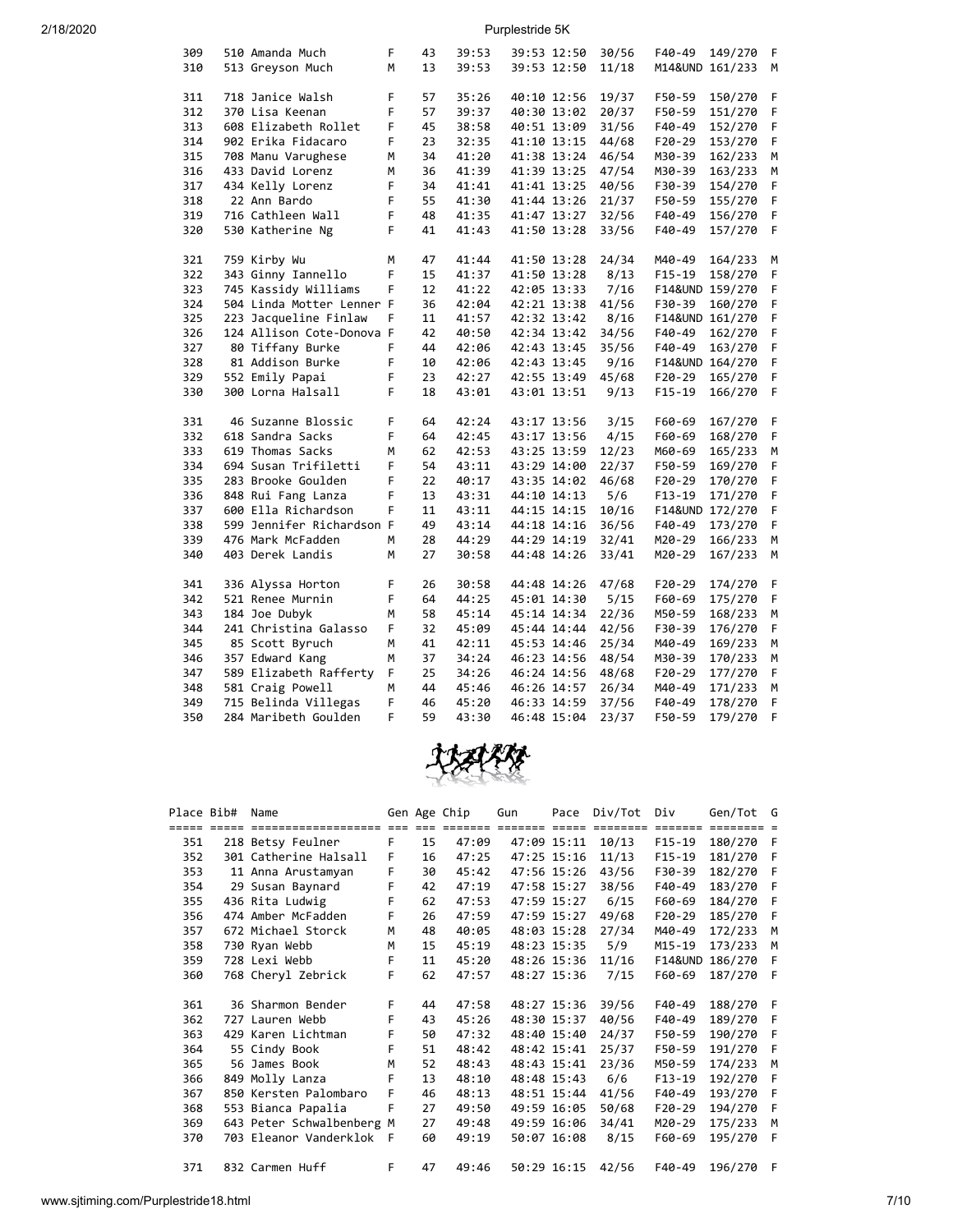| Place | Bib# | Name | Gen | Age | Chip | Gun | Pace | Div/Tot | Div | Gen/Tot | G |
|---|---|---|---|---|---|---|---|---|---|---|---|
| 309 | 510 | Amanda Much | F | 43 | 39:53 | 39:53 | 12:50 | 30/56 | F40-49 | 149/270 | F |
| 310 | 513 | Greyson Much | M | 13 | 39:53 | 39:53 | 12:50 | 11/18 | M14&UND | 161/233 | M |
| 311 | 718 | Janice Walsh | F | 57 | 35:26 | 40:10 | 12:56 | 19/37 | F50-59 | 150/270 | F |
| 312 | 370 | Lisa Keenan | F | 57 | 39:37 | 40:30 | 13:02 | 20/37 | F50-59 | 151/270 | F |
| 313 | 608 | Elizabeth Rollet | F | 45 | 38:58 | 40:51 | 13:09 | 31/56 | F40-49 | 152/270 | F |
| 314 | 902 | Erika Fidacaro | F | 23 | 32:35 | 41:10 | 13:15 | 44/68 | F20-29 | 153/270 | F |
| 315 | 708 | Manu Varughese | M | 34 | 41:20 | 41:38 | 13:24 | 46/54 | M30-39 | 162/233 | M |
| 316 | 433 | David Lorenz | M | 36 | 41:39 | 41:39 | 13:25 | 47/54 | M30-39 | 163/233 | M |
| 317 | 434 | Kelly Lorenz | F | 34 | 41:41 | 41:41 | 13:25 | 40/56 | F30-39 | 154/270 | F |
| 318 | 22 | Ann Bardo | F | 55 | 41:30 | 41:44 | 13:26 | 21/37 | F50-59 | 155/270 | F |
| 319 | 716 | Cathleen Wall | F | 48 | 41:35 | 41:47 | 13:27 | 32/56 | F40-49 | 156/270 | F |
| 320 | 530 | Katherine Ng | F | 41 | 41:43 | 41:50 | 13:28 | 33/56 | F40-49 | 157/270 | F |
| 321 | 759 | Kirby Wu | M | 47 | 41:44 | 41:50 | 13:28 | 24/34 | M40-49 | 164/233 | M |
| 322 | 343 | Ginny Iannello | F | 15 | 41:37 | 41:50 | 13:28 | 8/13 | F15-19 | 158/270 | F |
| 323 | 745 | Kassidy Williams | F | 12 | 41:22 | 42:05 | 13:33 | 7/16 | F14&UND | 159/270 | F |
| 324 | 504 | Linda Motter Lenner | F | 36 | 42:04 | 42:21 | 13:38 | 41/56 | F30-39 | 160/270 | F |
| 325 | 223 | Jacqueline Finlaw | F | 11 | 41:57 | 42:32 | 13:42 | 8/16 | F14&UND | 161/270 | F |
| 326 | 124 | Allison Cote-Donova | F | 42 | 40:50 | 42:34 | 13:42 | 34/56 | F40-49 | 162/270 | F |
| 327 | 80 | Tiffany Burke | F | 44 | 42:06 | 42:43 | 13:45 | 35/56 | F40-49 | 163/270 | F |
| 328 | 81 | Addison Burke | F | 10 | 42:06 | 42:43 | 13:45 | 9/16 | F14&UND | 164/270 | F |
| 329 | 552 | Emily Papai | F | 23 | 42:27 | 42:55 | 13:49 | 45/68 | F20-29 | 165/270 | F |
| 330 | 300 | Lorna Halsall | F | 18 | 43:01 | 43:01 | 13:51 | 9/13 | F15-19 | 166/270 | F |
| 331 | 46 | Suzanne Blossic | F | 64 | 42:24 | 43:17 | 13:56 | 3/15 | F60-69 | 167/270 | F |
| 332 | 618 | Sandra Sacks | F | 64 | 42:45 | 43:17 | 13:56 | 4/15 | F60-69 | 168/270 | F |
| 333 | 619 | Thomas Sacks | M | 62 | 42:53 | 43:25 | 13:59 | 12/23 | M60-69 | 165/233 | M |
| 334 | 694 | Susan Trifiletti | F | 54 | 43:11 | 43:29 | 14:00 | 22/37 | F50-59 | 169/270 | F |
| 335 | 283 | Brooke Goulden | F | 22 | 40:17 | 43:35 | 14:02 | 46/68 | F20-29 | 170/270 | F |
| 336 | 848 | Rui Fang Lanza | F | 13 | 43:31 | 44:10 | 14:13 | 5/6 | F13-19 | 171/270 | F |
| 337 | 600 | Ella Richardson | F | 11 | 43:11 | 44:15 | 14:15 | 10/16 | F14&UND | 172/270 | F |
| 338 | 599 | Jennifer Richardson | F | 49 | 43:14 | 44:18 | 14:16 | 36/56 | F40-49 | 173/270 | F |
| 339 | 476 | Mark McFadden | M | 28 | 44:29 | 44:29 | 14:19 | 32/41 | M20-29 | 166/233 | M |
| 340 | 403 | Derek Landis | M | 27 | 30:58 | 44:48 | 14:26 | 33/41 | M20-29 | 167/233 | M |
| 341 | 336 | Alyssa Horton | F | 26 | 30:58 | 44:48 | 14:26 | 47/68 | F20-29 | 174/270 | F |
| 342 | 521 | Renee Murnin | F | 64 | 44:25 | 45:01 | 14:30 | 5/15 | F60-69 | 175/270 | F |
| 343 | 184 | Joe Dubyk | M | 58 | 45:14 | 45:14 | 14:34 | 22/36 | M50-59 | 168/233 | M |
| 344 | 241 | Christina Galasso | F | 32 | 45:09 | 45:44 | 14:44 | 42/56 | F30-39 | 176/270 | F |
| 345 | 85 | Scott Byruch | M | 41 | 42:11 | 45:53 | 14:46 | 25/34 | M40-49 | 169/233 | M |
| 346 | 357 | Edward Kang | M | 37 | 34:24 | 46:23 | 14:56 | 48/54 | M30-39 | 170/233 | M |
| 347 | 589 | Elizabeth Rafferty | F | 25 | 34:26 | 46:24 | 14:56 | 48/68 | F20-29 | 177/270 | F |
| 348 | 581 | Craig Powell | M | 44 | 45:46 | 46:26 | 14:57 | 26/34 | M40-49 | 171/233 | M |
| 349 | 715 | Belinda Villegas | F | 46 | 45:20 | 46:33 | 14:59 | 37/56 | F40-49 | 178/270 | F |
| 350 | 284 | Maribeth Goulden | F | 59 | 43:30 | 46:48 | 15:04 | 23/37 | F50-59 | 179/270 | F |

| Place | Bib# | Name | Gen | Age | Chip | Gun | Pace | Div/Tot | Div | Gen/Tot | G |
|---|---|---|---|---|---|---|---|---|---|---|---|
| 351 | 218 | Betsy Feulner | F | 15 | 47:09 | 47:09 | 15:11 | 10/13 | F15-19 | 180/270 | F |
| 352 | 301 | Catherine Halsall | F | 16 | 47:25 | 47:25 | 15:16 | 11/13 | F15-19 | 181/270 | F |
| 353 | 11 | Anna Arustamyan | F | 30 | 45:42 | 47:56 | 15:26 | 43/56 | F30-39 | 182/270 | F |
| 354 | 29 | Susan Baynard | F | 42 | 47:19 | 47:58 | 15:27 | 38/56 | F40-49 | 183/270 | F |
| 355 | 436 | Rita Ludwig | F | 62 | 47:53 | 47:59 | 15:27 | 6/15 | F60-69 | 184/270 | F |
| 356 | 474 | Amber McFadden | F | 26 | 47:59 | 47:59 | 15:27 | 49/68 | F20-29 | 185/270 | F |
| 357 | 672 | Michael Storck | M | 48 | 40:05 | 48:03 | 15:28 | 27/34 | M40-49 | 172/233 | M |
| 358 | 730 | Ryan Webb | M | 15 | 45:19 | 48:23 | 15:35 | 5/9 | M15-19 | 173/233 | M |
| 359 | 728 | Lexi Webb | F | 11 | 45:20 | 48:26 | 15:36 | 11/16 | F14&UND | 186/270 | F |
| 360 | 768 | Cheryl Zebrick | F | 62 | 47:57 | 48:27 | 15:36 | 7/15 | F60-69 | 187/270 | F |
| 361 | 36 | Sharmon Bender | F | 44 | 47:58 | 48:27 | 15:36 | 39/56 | F40-49 | 188/270 | F |
| 362 | 727 | Lauren Webb | F | 43 | 45:26 | 48:30 | 15:37 | 40/56 | F40-49 | 189/270 | F |
| 363 | 429 | Karen Lichtman | F | 50 | 47:32 | 48:40 | 15:40 | 24/37 | F50-59 | 190/270 | F |
| 364 | 55 | Cindy Book | F | 51 | 48:42 | 48:42 | 15:41 | 25/37 | F50-59 | 191/270 | F |
| 365 | 56 | James Book | M | 52 | 48:43 | 48:43 | 15:41 | 23/36 | M50-59 | 174/233 | M |
| 366 | 849 | Molly Lanza | F | 13 | 48:10 | 48:48 | 15:43 | 6/6 | F13-19 | 192/270 | F |
| 367 | 850 | Kersten Palombaro | F | 46 | 48:13 | 48:51 | 15:44 | 41/56 | F40-49 | 193/270 | F |
| 368 | 553 | Bianca Papalia | F | 27 | 49:50 | 49:59 | 16:05 | 50/68 | F20-29 | 194/270 | F |
| 369 | 643 | Peter Schwalbenberg | M | 27 | 49:48 | 49:59 | 16:06 | 34/41 | M20-29 | 175/233 | M |
| 370 | 703 | Eleanor Vanderklok | F | 60 | 49:19 | 50:07 | 16:08 | 8/15 | F60-69 | 195/270 | F |
| 371 | 832 | Carmen Huff | F | 47 | 49:46 | 50:29 | 16:15 | 42/56 | F40-49 | 196/270 | F |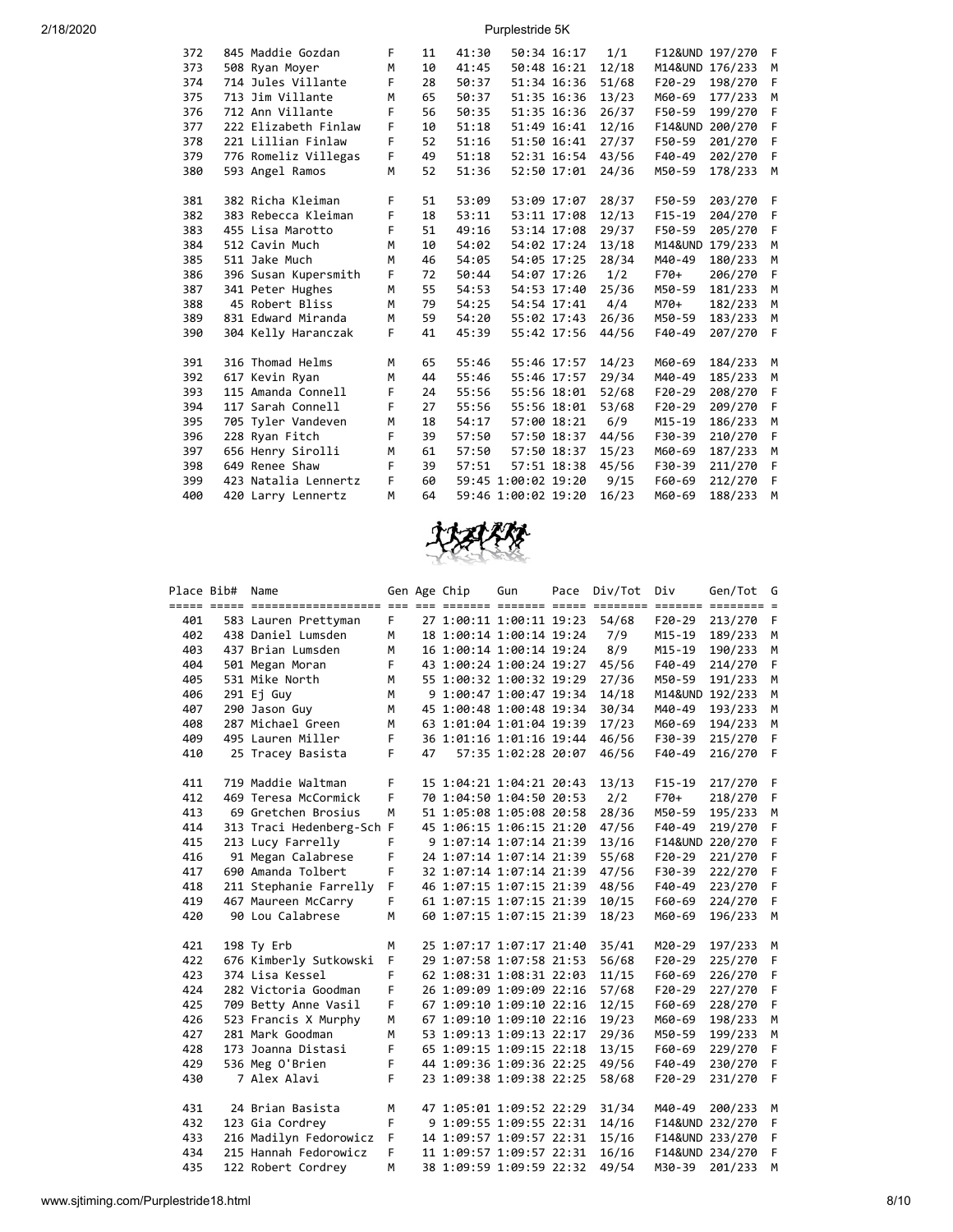| Place | Bib# | Name | Gen | Age | Chip | Gun | Pace | Div/Tot | Div | Gen/Tot | G |
|---|---|---|---|---|---|---|---|---|---|---|---|
| 372 | 845 | Maddie Gozdan | F | 11 | 41:30 | 50:34 | 16:17 | 1/1 | F12&UND | 197/270 | F |
| 373 | 508 | Ryan Moyer | M | 10 | 41:45 | 50:48 | 16:21 | 12/18 | M14&UND | 176/233 | M |
| 374 | 714 | Jules Villante | F | 28 | 50:37 | 51:34 | 16:36 | 51/68 | F20-29 | 198/270 | F |
| 375 | 713 | Jim Villante | M | 65 | 50:37 | 51:35 | 16:36 | 13/23 | M60-69 | 177/233 | M |
| 376 | 712 | Ann Villante | F | 56 | 50:35 | 51:35 | 16:36 | 26/37 | F50-59 | 199/270 | F |
| 377 | 222 | Elizabeth Finlaw | F | 10 | 51:18 | 51:49 | 16:41 | 12/16 | F14&UND | 200/270 | F |
| 378 | 221 | Lillian Finlaw | F | 52 | 51:16 | 51:50 | 16:41 | 27/37 | F50-59 | 201/270 | F |
| 379 | 776 | Romeliz Villegas | F | 49 | 51:18 | 52:31 | 16:54 | 43/56 | F40-49 | 202/270 | F |
| 380 | 593 | Angel Ramos | M | 52 | 51:36 | 52:50 | 17:01 | 24/36 | M50-59 | 178/233 | M |
| 381 | 382 | Richa Kleiman | F | 51 | 53:09 | 53:09 | 17:07 | 28/37 | F50-59 | 203/270 | F |
| 382 | 383 | Rebecca Kleiman | F | 18 | 53:11 | 53:11 | 17:08 | 12/13 | F15-19 | 204/270 | F |
| 383 | 455 | Lisa Marotto | F | 51 | 49:16 | 53:14 | 17:08 | 29/37 | F50-59 | 205/270 | F |
| 384 | 512 | Cavin Much | M | 10 | 54:02 | 54:02 | 17:24 | 13/18 | M14&UND | 179/233 | M |
| 385 | 511 | Jake Much | M | 46 | 54:05 | 54:05 | 17:25 | 28/34 | M40-49 | 180/233 | M |
| 386 | 396 | Susan Kupersmith | F | 72 | 50:44 | 54:07 | 17:26 | 1/2 | F70+ | 206/270 | F |
| 387 | 341 | Peter Hughes | M | 55 | 54:53 | 54:53 | 17:40 | 25/36 | M50-59 | 181/233 | M |
| 388 | 45 | Robert Bliss | M | 79 | 54:25 | 54:54 | 17:41 | 4/4 | M70+ | 182/233 | M |
| 389 | 831 | Edward Miranda | M | 59 | 54:20 | 55:02 | 17:43 | 26/36 | M50-59 | 183/233 | M |
| 390 | 304 | Kelly Haranczak | F | 41 | 45:39 | 55:42 | 17:56 | 44/56 | F40-49 | 207/270 | F |
| 391 | 316 | Thomad Helms | M | 65 | 55:46 | 55:46 | 17:57 | 14/23 | M60-69 | 184/233 | M |
| 392 | 617 | Kevin Ryan | M | 44 | 55:46 | 55:46 | 17:57 | 29/34 | M40-49 | 185/233 | M |
| 393 | 115 | Amanda Connell | F | 24 | 55:56 | 55:56 | 18:01 | 52/68 | F20-29 | 208/270 | F |
| 394 | 117 | Sarah Connell | F | 27 | 55:56 | 55:56 | 18:01 | 53/68 | F20-29 | 209/270 | F |
| 395 | 705 | Tyler Vandeven | M | 18 | 54:17 | 57:00 | 18:21 | 6/9 | M15-19 | 186/233 | M |
| 396 | 228 | Ryan Fitch | F | 39 | 57:50 | 57:50 | 18:37 | 44/56 | F30-39 | 210/270 | F |
| 397 | 656 | Henry Sirolli | M | 61 | 57:50 | 57:50 | 18:37 | 15/23 | M60-69 | 187/233 | M |
| 398 | 649 | Renee Shaw | F | 39 | 57:51 | 57:51 | 18:38 | 45/56 | F30-39 | 211/270 | F |
| 399 | 423 | Natalia Lennertz | F | 60 | 59:45 | 1:00:02 | 19:20 | 9/15 | F60-69 | 212/270 | F |
| 400 | 420 | Larry Lennertz | M | 64 | 59:46 | 1:00:02 | 19:20 | 16/23 | M60-69 | 188/233 | M |

| Place | Bib# | Name | Gen | Age | Chip | Gun | Pace | Div/Tot | Div | Gen/Tot | G |
|---|---|---|---|---|---|---|---|---|---|---|---|
| 401 | 583 | Lauren Prettyman | F | 27 | 1:00:11 | 1:00:11 | 19:23 | 54/68 | F20-29 | 213/270 | F |
| 402 | 438 | Daniel Lumsden | M | 18 | 1:00:14 | 1:00:14 | 19:24 | 7/9 | M15-19 | 189/233 | M |
| 403 | 437 | Brian Lumsden | M | 16 | 1:00:14 | 1:00:14 | 19:24 | 8/9 | M15-19 | 190/233 | M |
| 404 | 501 | Megan Moran | F | 43 | 1:00:24 | 1:00:24 | 19:27 | 45/56 | F40-49 | 214/270 | F |
| 405 | 531 | Mike North | M | 55 | 1:00:32 | 1:00:32 | 19:29 | 27/36 | M50-59 | 191/233 | M |
| 406 | 291 | Ej Guy | M | 9 | 1:00:47 | 1:00:47 | 19:34 | 14/18 | M14&UND | 192/233 | M |
| 407 | 290 | Jason Guy | M | 45 | 1:00:48 | 1:00:48 | 19:34 | 30/34 | M40-49 | 193/233 | M |
| 408 | 287 | Michael Green | M | 63 | 1:01:04 | 1:01:04 | 19:39 | 17/23 | M60-69 | 194/233 | M |
| 409 | 495 | Lauren Miller | F | 36 | 1:01:16 | 1:01:16 | 19:44 | 46/56 | F30-39 | 215/270 | F |
| 410 | 25 | Tracey Basista | F | 47 | 57:35 | 1:02:28 | 20:07 | 46/56 | F40-49 | 216/270 | F |
| 411 | 719 | Maddie Waltman | F | 15 | 1:04:21 | 1:04:21 | 20:43 | 13/13 | F15-19 | 217/270 | F |
| 412 | 469 | Teresa McCormick | F | 70 | 1:04:50 | 1:04:50 | 20:53 | 2/2 | F70+ | 218/270 | F |
| 413 | 69 | Gretchen Brosius | M | 51 | 1:05:08 | 1:05:08 | 20:58 | 28/36 | M50-59 | 195/233 | M |
| 414 | 313 | Traci Hedenberg-Sch | F | 45 | 1:06:15 | 1:06:15 | 21:20 | 47/56 | F40-49 | 219/270 | F |
| 415 | 213 | Lucy Farrelly | F | 9 | 1:07:14 | 1:07:14 | 21:39 | 13/16 | F14&UND | 220/270 | F |
| 416 | 91 | Megan Calabrese | F | 24 | 1:07:14 | 1:07:14 | 21:39 | 55/68 | F20-29 | 221/270 | F |
| 417 | 690 | Amanda Tolbert | F | 32 | 1:07:14 | 1:07:14 | 21:39 | 47/56 | F30-39 | 222/270 | F |
| 418 | 211 | Stephanie Farrelly | F | 46 | 1:07:15 | 1:07:15 | 21:39 | 48/56 | F40-49 | 223/270 | F |
| 419 | 467 | Maureen McCarry | F | 61 | 1:07:15 | 1:07:15 | 21:39 | 10/15 | F60-69 | 224/270 | F |
| 420 | 90 | Lou Calabrese | M | 60 | 1:07:15 | 1:07:15 | 21:39 | 18/23 | M60-69 | 196/233 | M |
| 421 | 198 | Ty Erb | M | 25 | 1:07:17 | 1:07:17 | 21:40 | 35/41 | M20-29 | 197/233 | M |
| 422 | 676 | Kimberly Sutkowski | F | 29 | 1:07:58 | 1:07:58 | 21:53 | 56/68 | F20-29 | 225/270 | F |
| 423 | 374 | Lisa Kessel | F | 62 | 1:08:31 | 1:08:31 | 22:03 | 11/15 | F60-69 | 226/270 | F |
| 424 | 282 | Victoria Goodman | F | 26 | 1:09:09 | 1:09:09 | 22:16 | 57/68 | F20-29 | 227/270 | F |
| 425 | 709 | Betty Anne Vasil | F | 67 | 1:09:10 | 1:09:10 | 22:16 | 12/15 | F60-69 | 228/270 | F |
| 426 | 523 | Francis X Murphy | M | 67 | 1:09:10 | 1:09:10 | 22:16 | 19/23 | M60-69 | 198/233 | M |
| 427 | 281 | Mark Goodman | M | 53 | 1:09:13 | 1:09:13 | 22:17 | 29/36 | M50-59 | 199/233 | M |
| 428 | 173 | Joanna Distasi | F | 65 | 1:09:15 | 1:09:15 | 22:18 | 13/15 | F60-69 | 229/270 | F |
| 429 | 536 | Meg O'Brien | F | 44 | 1:09:36 | 1:09:36 | 22:25 | 49/56 | F40-49 | 230/270 | F |
| 430 | 7 | Alex Alavi | F | 23 | 1:09:38 | 1:09:38 | 22:25 | 58/68 | F20-29 | 231/270 | F |
| 431 | 24 | Brian Basista | M | 47 | 1:05:01 | 1:09:52 | 22:29 | 31/34 | M40-49 | 200/233 | M |
| 432 | 123 | Gia Cordrey | F | 9 | 1:09:55 | 1:09:55 | 22:31 | 14/16 | F14&UND | 232/270 | F |
| 433 | 216 | Madilyn Fedorowicz | F | 14 | 1:09:57 | 1:09:57 | 22:31 | 15/16 | F14&UND | 233/270 | F |
| 434 | 215 | Hannah Fedorowicz | F | 11 | 1:09:57 | 1:09:57 | 22:31 | 16/16 | F14&UND | 234/270 | F |
| 435 | 122 | Robert Cordrey | M | 38 | 1:09:59 | 1:09:59 | 22:32 | 49/54 | M30-39 | 201/233 | M |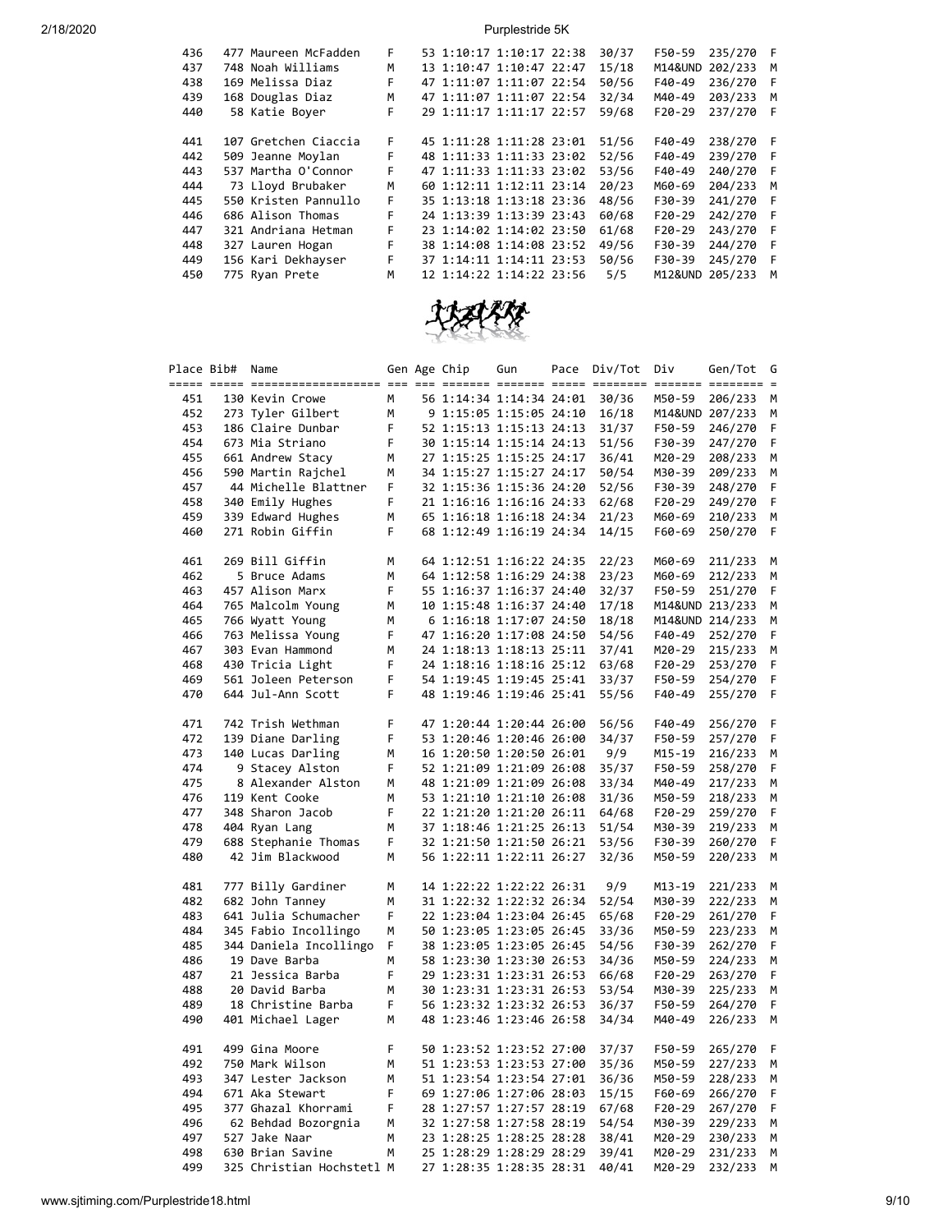| Place | Bib# | Name | Gen | Age | Chip | Gun | Pace | Div/Tot | Div | Gen/Tot | G |
|---|---|---|---|---|---|---|---|---|---|---|---|
| 436 | 477 | Maureen McFadden | F | 53 | 1:10:17 | 1:10:17 | 22:38 | 30/37 | F50-59 | 235/270 | F |
| 437 | 748 | Noah Williams | M | 13 | 1:10:47 | 1:10:47 | 22:47 | 15/18 | M14&UND | 202/233 | M |
| 438 | 169 | Melissa Diaz | F | 47 | 1:11:07 | 1:11:07 | 22:54 | 50/56 | F40-49 | 236/270 | F |
| 439 | 168 | Douglas Diaz | M | 47 | 1:11:07 | 1:11:07 | 22:54 | 32/34 | M40-49 | 203/233 | M |
| 440 | 58 | Katie Boyer | F | 29 | 1:11:17 | 1:11:17 | 22:57 | 59/68 | F20-29 | 237/270 | F |
| 441 | 107 | Gretchen Ciaccia | F | 45 | 1:11:28 | 1:11:28 | 23:01 | 51/56 | F40-49 | 238/270 | F |
| 442 | 509 | Jeanne Moylan | F | 48 | 1:11:33 | 1:11:33 | 23:02 | 52/56 | F40-49 | 239/270 | F |
| 443 | 537 | Martha O'Connor | F | 47 | 1:11:33 | 1:11:33 | 23:02 | 53/56 | F40-49 | 240/270 | F |
| 444 | 73 | Lloyd Brubaker | M | 60 | 1:12:11 | 1:12:11 | 23:14 | 20/23 | M60-69 | 204/233 | M |
| 445 | 550 | Kristen Pannullo | F | 35 | 1:13:18 | 1:13:18 | 23:36 | 48/56 | F30-39 | 241/270 | F |
| 446 | 686 | Alison Thomas | F | 24 | 1:13:39 | 1:13:39 | 23:43 | 60/68 | F20-29 | 242/270 | F |
| 447 | 321 | Andriana Hetman | F | 23 | 1:14:02 | 1:14:02 | 23:50 | 61/68 | F20-29 | 243/270 | F |
| 448 | 327 | Lauren Hogan | F | 38 | 1:14:08 | 1:14:08 | 23:52 | 49/56 | F30-39 | 244/270 | F |
| 449 | 156 | Kari Dekhayser | F | 37 | 1:14:11 | 1:14:11 | 23:53 | 50/56 | F30-39 | 245/270 | F |
| 450 | 775 | Ryan Prete | M | 12 | 1:14:22 | 1:14:22 | 23:56 | 5/5 | M12&UND | 205/233 | M |
| 451 | 130 | Kevin Crowe | M | 56 | 1:14:34 | 1:14:34 | 24:01 | 30/36 | M50-59 | 206/233 | M |
| 452 | 273 | Tyler Gilbert | M | 9 | 1:15:05 | 1:15:05 | 24:10 | 16/18 | M14&UND | 207/233 | M |
| 453 | 186 | Claire Dunbar | F | 52 | 1:15:13 | 1:15:13 | 24:13 | 31/37 | F50-59 | 246/270 | F |
| 454 | 673 | Mia Striano | F | 30 | 1:15:14 | 1:15:14 | 24:13 | 51/56 | F30-39 | 247/270 | F |
| 455 | 661 | Andrew Stacy | M | 27 | 1:15:25 | 1:15:25 | 24:17 | 36/41 | M20-29 | 208/233 | M |
| 456 | 590 | Martin Rajchel | M | 34 | 1:15:27 | 1:15:27 | 24:17 | 50/54 | M30-39 | 209/233 | M |
| 457 | 44 | Michelle Blattner | F | 32 | 1:15:36 | 1:15:36 | 24:20 | 52/56 | F30-39 | 248/270 | F |
| 458 | 340 | Emily Hughes | F | 21 | 1:16:16 | 1:16:16 | 24:33 | 62/68 | F20-29 | 249/270 | F |
| 459 | 339 | Edward Hughes | M | 65 | 1:16:18 | 1:16:18 | 24:34 | 21/23 | M60-69 | 210/233 | M |
| 460 | 271 | Robin Giffin | F | 68 | 1:12:49 | 1:16:19 | 24:34 | 14/15 | F60-69 | 250/270 | F |
| 461 | 269 | Bill Giffin | M | 64 | 1:12:51 | 1:16:22 | 24:35 | 22/23 | M60-69 | 211/233 | M |
| 462 | 5 | Bruce Adams | M | 64 | 1:12:58 | 1:16:29 | 24:38 | 23/23 | M60-69 | 212/233 | M |
| 463 | 457 | Alison Marx | F | 55 | 1:16:37 | 1:16:37 | 24:40 | 32/37 | F50-59 | 251/270 | F |
| 464 | 765 | Malcolm Young | M | 10 | 1:15:48 | 1:16:37 | 24:40 | 17/18 | M14&UND | 213/233 | M |
| 465 | 766 | Wyatt Young | M | 6 | 1:16:18 | 1:17:07 | 24:50 | 18/18 | M14&UND | 214/233 | M |
| 466 | 763 | Melissa Young | F | 47 | 1:16:20 | 1:17:08 | 24:50 | 54/56 | F40-49 | 252/270 | F |
| 467 | 303 | Evan Hammond | M | 24 | 1:18:13 | 1:18:13 | 25:11 | 37/41 | M20-29 | 215/233 | M |
| 468 | 430 | Tricia Light | F | 24 | 1:18:16 | 1:18:16 | 25:12 | 63/68 | F20-29 | 253/270 | F |
| 469 | 561 | Joleen Peterson | F | 54 | 1:19:45 | 1:19:45 | 25:41 | 33/37 | F50-59 | 254/270 | F |
| 470 | 644 | Jul-Ann Scott | F | 48 | 1:19:46 | 1:19:46 | 25:41 | 55/56 | F40-49 | 255/270 | F |
| 471 | 742 | Trish Wethman | F | 47 | 1:20:44 | 1:20:44 | 26:00 | 56/56 | F40-49 | 256/270 | F |
| 472 | 139 | Diane Darling | F | 53 | 1:20:46 | 1:20:46 | 26:00 | 34/37 | F50-59 | 257/270 | F |
| 473 | 140 | Lucas Darling | M | 16 | 1:20:50 | 1:20:50 | 26:01 | 9/9 | M15-19 | 216/233 | M |
| 474 | 9 | Stacey Alston | F | 52 | 1:21:09 | 1:21:09 | 26:08 | 35/37 | F50-59 | 258/270 | F |
| 475 | 8 | Alexander Alston | M | 48 | 1:21:09 | 1:21:09 | 26:08 | 33/34 | M40-49 | 217/233 | M |
| 476 | 119 | Kent Cooke | M | 53 | 1:21:10 | 1:21:10 | 26:08 | 31/36 | M50-59 | 218/233 | M |
| 477 | 348 | Sharon Jacob | F | 22 | 1:21:20 | 1:21:20 | 26:11 | 64/68 | F20-29 | 259/270 | F |
| 478 | 404 | Ryan Lang | M | 37 | 1:18:46 | 1:21:25 | 26:13 | 51/54 | M30-39 | 219/233 | M |
| 479 | 688 | Stephanie Thomas | F | 32 | 1:21:50 | 1:21:50 | 26:21 | 53/56 | F30-39 | 260/270 | F |
| 480 | 42 | Jim Blackwood | M | 56 | 1:22:11 | 1:22:11 | 26:27 | 32/36 | M50-59 | 220/233 | M |
| 481 | 777 | Billy Gardiner | M | 14 | 1:22:22 | 1:22:22 | 26:31 | 9/9 | M13-19 | 221/233 | M |
| 482 | 682 | John Tanney | M | 31 | 1:22:32 | 1:22:32 | 26:34 | 52/54 | M30-39 | 222/233 | M |
| 483 | 641 | Julia Schumacher | F | 22 | 1:23:04 | 1:23:04 | 26:45 | 65/68 | F20-29 | 261/270 | F |
| 484 | 345 | Fabio Incollingo | M | 50 | 1:23:05 | 1:23:05 | 26:45 | 33/36 | M50-59 | 223/233 | M |
| 485 | 344 | Daniela Incollingo | F | 38 | 1:23:05 | 1:23:05 | 26:45 | 54/56 | F30-39 | 262/270 | F |
| 486 | 19 | Dave Barba | M | 58 | 1:23:30 | 1:23:30 | 26:53 | 34/36 | M50-59 | 224/233 | M |
| 487 | 21 | Jessica Barba | F | 29 | 1:23:31 | 1:23:31 | 26:53 | 66/68 | F20-29 | 263/270 | F |
| 488 | 20 | David Barba | M | 30 | 1:23:31 | 1:23:31 | 26:53 | 53/54 | M30-39 | 225/233 | M |
| 489 | 18 | Christine Barba | F | 56 | 1:23:32 | 1:23:32 | 26:53 | 36/37 | F50-59 | 264/270 | F |
| 490 | 401 | Michael Lager | M | 48 | 1:23:46 | 1:23:46 | 26:58 | 34/34 | M40-49 | 226/233 | M |
| 491 | 499 | Gina Moore | F | 50 | 1:23:52 | 1:23:52 | 27:00 | 37/37 | F50-59 | 265/270 | F |
| 492 | 750 | Mark Wilson | M | 51 | 1:23:53 | 1:23:53 | 27:00 | 35/36 | M50-59 | 227/233 | M |
| 493 | 347 | Lester Jackson | M | 51 | 1:23:54 | 1:23:54 | 27:01 | 36/36 | M50-59 | 228/233 | M |
| 494 | 671 | Aka Stewart | F | 69 | 1:27:06 | 1:27:06 | 28:03 | 15/15 | F60-69 | 266/270 | F |
| 495 | 377 | Ghazal Khorrami | F | 28 | 1:27:57 | 1:27:57 | 28:19 | 67/68 | F20-29 | 267/270 | F |
| 496 | 62 | Behdad Bozorgnia | M | 32 | 1:27:58 | 1:27:58 | 28:19 | 54/54 | M30-39 | 229/233 | M |
| 497 | 527 | Jake Naar | M | 23 | 1:28:25 | 1:28:25 | 28:28 | 38/41 | M20-29 | 230/233 | M |
| 498 | 630 | Brian Savine | M | 25 | 1:28:29 | 1:28:29 | 28:29 | 39/41 | M20-29 | 231/233 | M |
| 499 | 325 | Christian Hochstetl | M | 27 | 1:28:35 | 1:28:35 | 28:31 | 40/41 | M20-29 | 232/233 | M |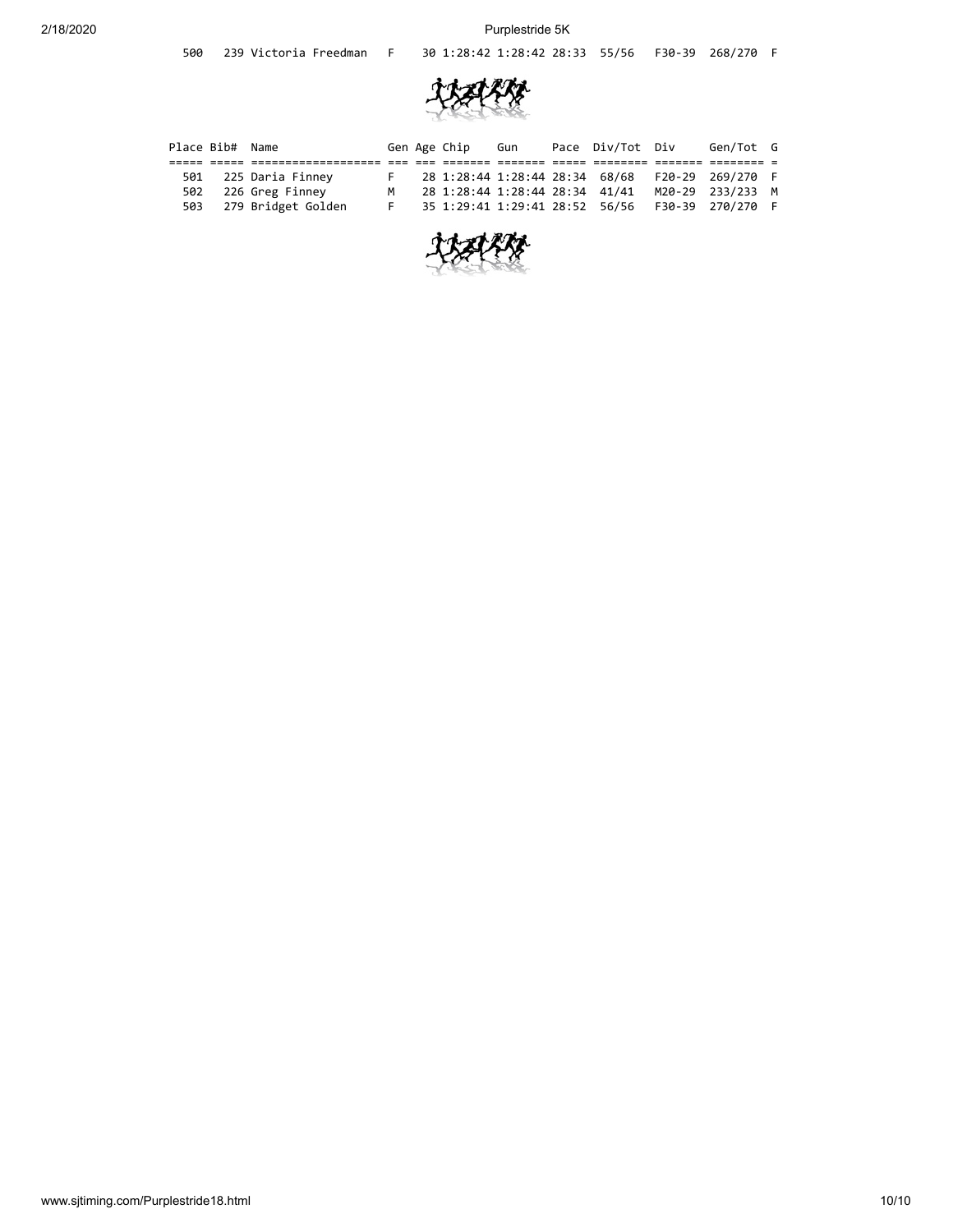| Place | Bib# | Name | Gen | Age | Chip | Gun | Pace | Div/Tot | Div | Gen/Tot | G |
|---|---|---|---|---|---|---|---|---|---|---|---|
| 500 | 239 | Victoria Freedman | F | 30 | 1:28:42 | 1:28:42 | 28:33 | 55/56 | F30-39 | 268/270 | F |
| 501 | 225 | Daria Finney | F | 28 | 1:28:44 | 1:28:44 | 28:34 | 68/68 | F20-29 | 269/270 | F |
| 502 | 226 | Greg Finney | M | 28 | 1:28:44 | 1:28:44 | 28:34 | 41/41 | M20-29 | 233/233 | M |
| 503 | 279 | Bridget Golden | F | 35 | 1:29:41 | 1:29:41 | 28:52 | 56/56 | F30-39 | 270/270 | F |